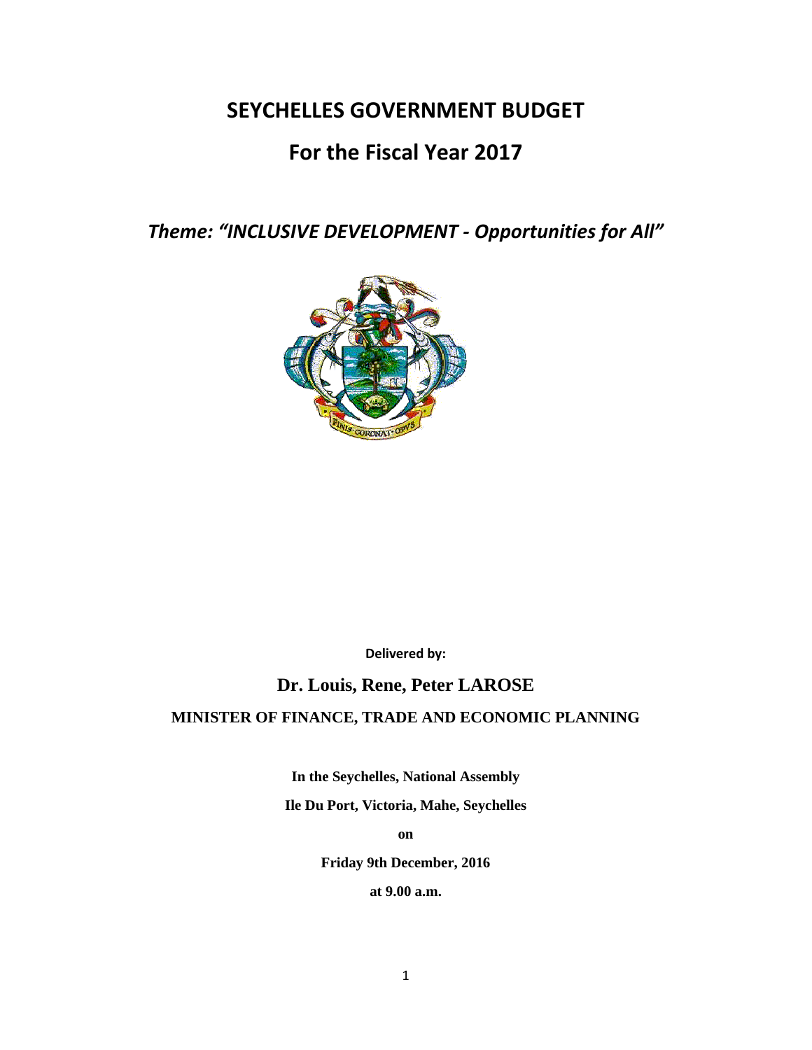# SEYCHELLES GOVERNMENT BUDGET

# For the Fiscal Year 2017

***Theme: "INCLUSIVE DEVELOPMENT - Opportunities for All"***

**Delivered by:**

**Dr. Louis, Rene, Peter LAROSE**

**MINISTER OF FINANCE, TRADE AND ECONOMIC PLANNING**

**In the Seychelles, National Assembly**

**Ile Du Port, Victoria, Mahe, Seychelles**

**on**

**Friday 9th December, 2016**

**at 9.00 a.m.**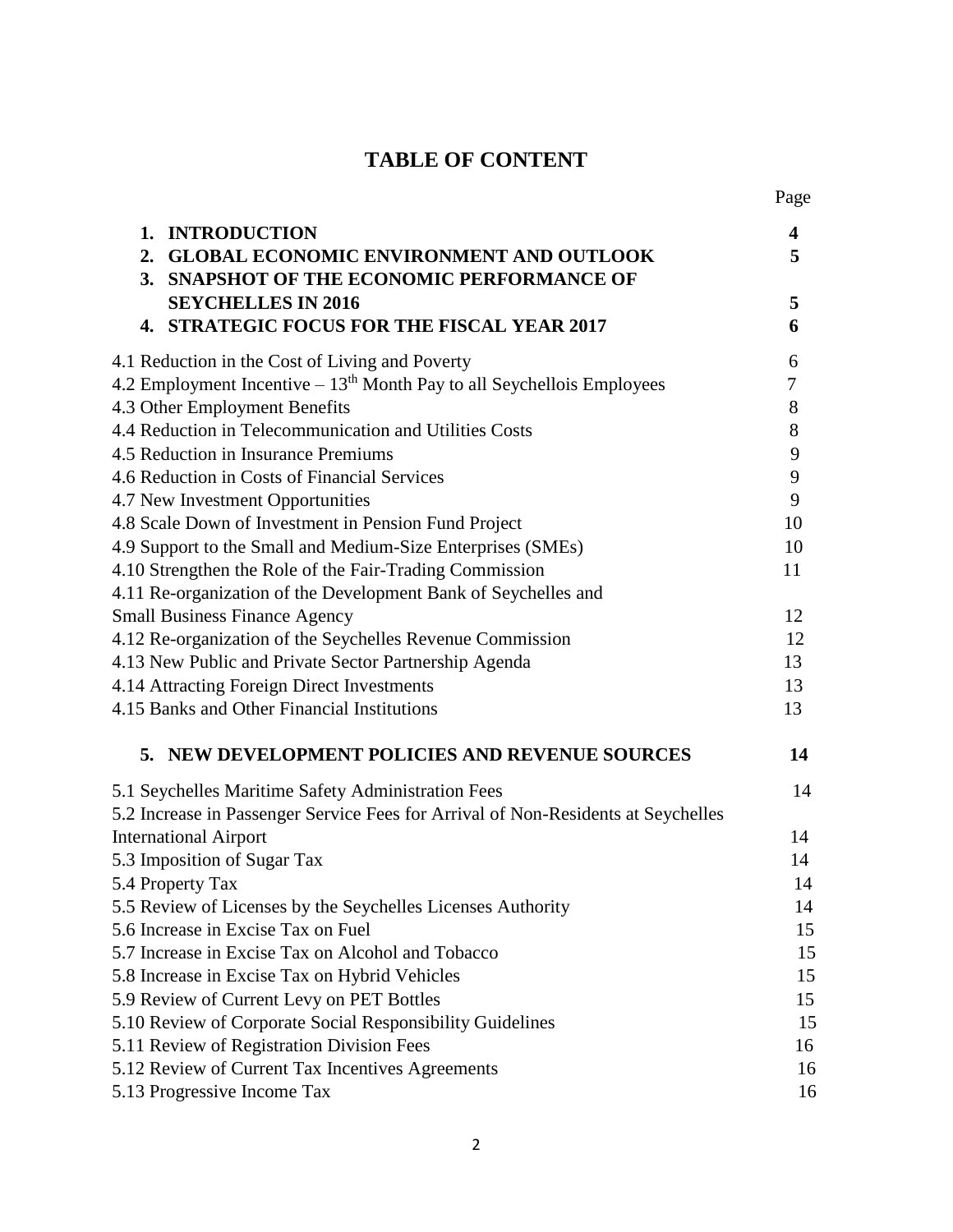# TABLE OF CONTENT

| | Page |
|---|---|
| **1. INTRODUCTION** | **4** |
| **2. GLOBAL ECONOMIC ENVIRONMENT AND OUTLOOK** | **5** |
| **3. SNAPSHOT OF THE ECONOMIC PERFORMANCE OF SEYCHELLES IN 2016** | **5** |
| **4. STRATEGIC FOCUS FOR THE FISCAL YEAR 2017** | **6** |
| 4.1 Reduction in the Cost of Living and Poverty | 6 |
| 4.2 Employment Incentive – 13th Month Pay to all Seychellois Employees | 7 |
| 4.3 Other Employment Benefits | 8 |
| 4.4 Reduction in Telecommunication and Utilities Costs | 8 |
| 4.5 Reduction in Insurance Premiums | 9 |
| 4.6 Reduction in Costs of Financial Services | 9 |
| 4.7 New Investment Opportunities | 9 |
| 4.8 Scale Down of Investment in Pension Fund Project | 10 |
| 4.9 Support to the Small and Medium-Size Enterprises (SMEs) | 10 |
| 4.10 Strengthen the Role of the Fair-Trading Commission | 11 |
| 4.11 Re-organization of the Development Bank of Seychelles and Small Business Finance Agency | 12 |
| 4.12 Re-organization of the Seychelles Revenue Commission | 12 |
| 4.13 New Public and Private Sector Partnership Agenda | 13 |
| 4.14 Attracting Foreign Direct Investments | 13 |
| 4.15 Banks and Other Financial Institutions | 13 |
| **5. NEW DEVELOPMENT POLICIES AND REVENUE SOURCES** | **14** |
| 5.1 Seychelles Maritime Safety Administration Fees | 14 |
| 5.2 Increase in Passenger Service Fees for Arrival of Non-Residents at Seychelles International Airport | 14 |
| 5.3 Imposition of Sugar Tax | 14 |
| 5.4 Property Tax | 14 |
| 5.5 Review of Licenses by the Seychelles Licenses Authority | 14 |
| 5.6 Increase in Excise Tax on Fuel | 15 |
| 5.7 Increase in Excise Tax on Alcohol and Tobacco | 15 |
| 5.8 Increase in Excise Tax on Hybrid Vehicles | 15 |
| 5.9 Review of Current Levy on PET Bottles | 15 |
| 5.10 Review of Corporate Social Responsibility Guidelines | 15 |
| 5.11 Review of Registration Division Fees | 16 |
| 5.12 Review of Current Tax Incentives Agreements | 16 |
| 5.13 Progressive Income Tax | 16 |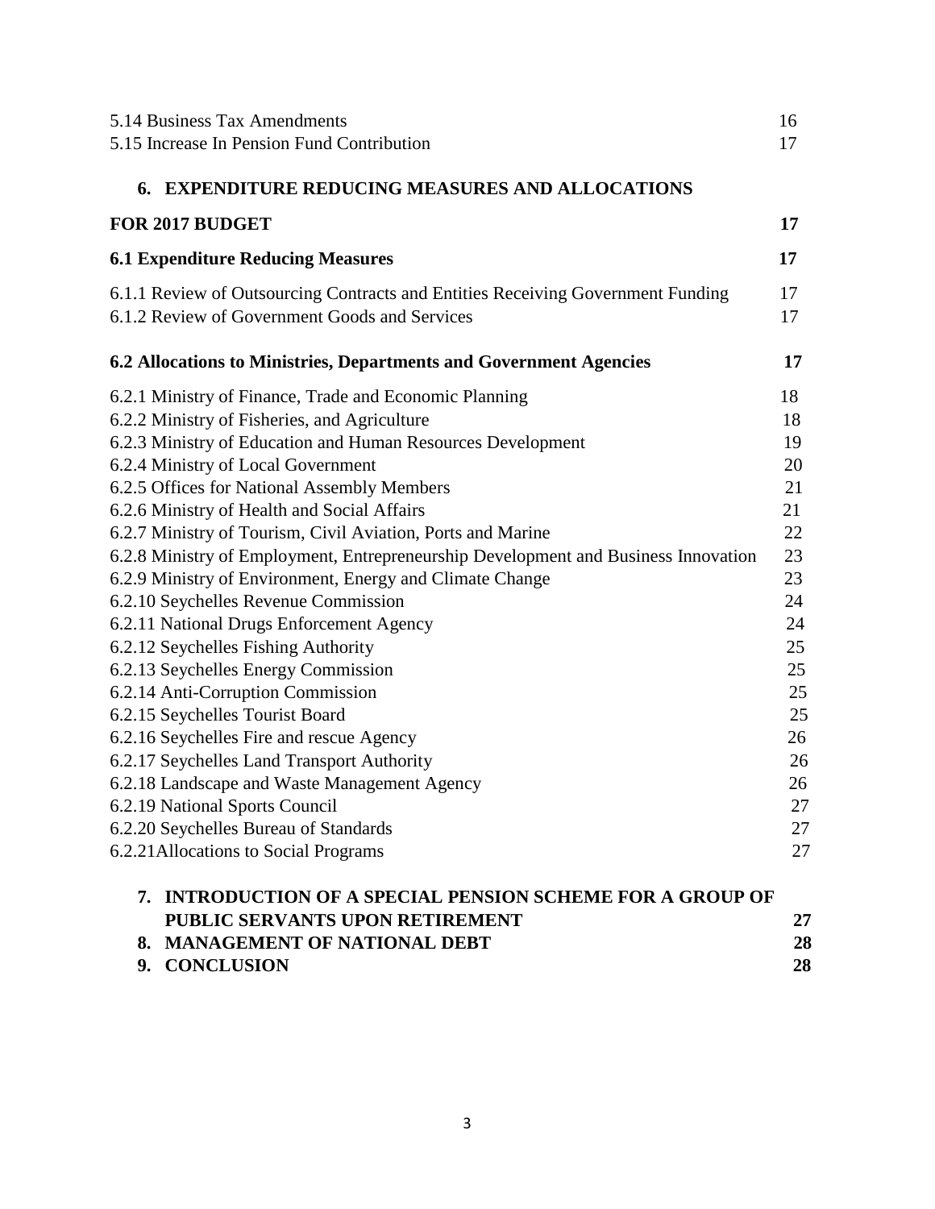5.14 Business Tax Amendments 16
5.15 Increase In Pension Fund Contribution 17

**6. EXPENDITURE REDUCING MEASURES AND ALLOCATIONS FOR 2017 BUDGET** **17**

**6.1 Expenditure Reducing Measures** **17**

6.1.1 Review of Outsourcing Contracts and Entities Receiving Government Funding 17
6.1.2 Review of Government Goods and Services 17

**6.2 Allocations to Ministries, Departments and Government Agencies** **17**

6.2.1 Ministry of Finance, Trade and Economic Planning 18
6.2.2 Ministry of Fisheries, and Agriculture 18
6.2.3 Ministry of Education and Human Resources Development 19
6.2.4 Ministry of Local Government 20
6.2.5 Offices for National Assembly Members 21
6.2.6 Ministry of Health and Social Affairs 21
6.2.7 Ministry of Tourism, Civil Aviation, Ports and Marine 22
6.2.8 Ministry of Employment, Entrepreneurship Development and Business Innovation 23
6.2.9 Ministry of Environment, Energy and Climate Change 23
6.2.10 Seychelles Revenue Commission 24
6.2.11 National Drugs Enforcement Agency 24
6.2.12 Seychelles Fishing Authority 25
6.2.13 Seychelles Energy Commission 25
6.2.14 Anti-Corruption Commission 25
6.2.15 Seychelles Tourist Board 25
6.2.16 Seychelles Fire and rescue Agency 26
6.2.17 Seychelles Land Transport Authority 26
6.2.18 Landscape and Waste Management Agency 26
6.2.19 National Sports Council 27
6.2.20 Seychelles Bureau of Standards 27
6.2.21Allocations to Social Programs 27

**7. INTRODUCTION OF A SPECIAL PENSION SCHEME FOR A GROUP OF PUBLIC SERVANTS UPON RETIREMENT** **27**

**8. MANAGEMENT OF NATIONAL DEBT** **28**

**9. CONCLUSION** **28**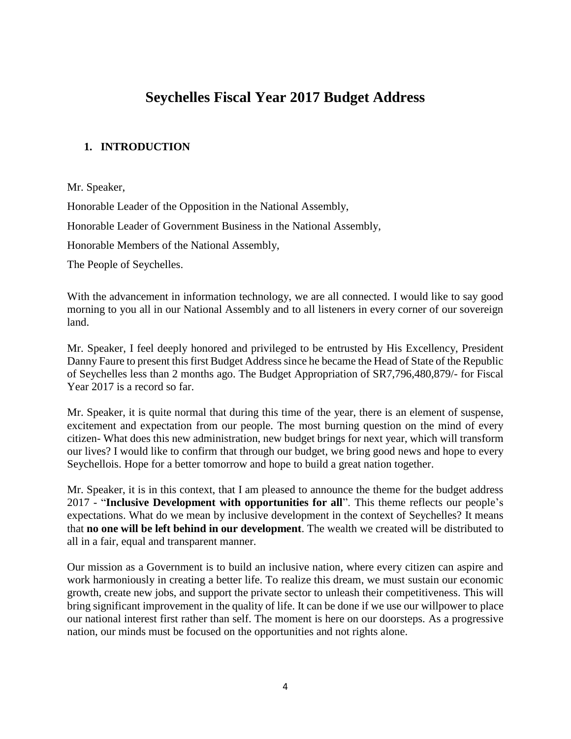# Seychelles Fiscal Year 2017 Budget Address

## 1. INTRODUCTION

Mr. Speaker,

Honorable Leader of the Opposition in the National Assembly,

Honorable Leader of Government Business in the National Assembly,

Honorable Members of the National Assembly,

The People of Seychelles.

With the advancement in information technology, we are all connected. I would like to say good morning to you all in our National Assembly and to all listeners in every corner of our sovereign land.

Mr. Speaker, I feel deeply honored and privileged to be entrusted by His Excellency, President Danny Faure to present this first Budget Address since he became the Head of State of the Republic of Seychelles less than 2 months ago. The Budget Appropriation of SR7,796,480,879/- for Fiscal Year 2017 is a record so far.

Mr. Speaker, it is quite normal that during this time of the year, there is an element of suspense, excitement and expectation from our people. The most burning question on the mind of every citizen- What does this new administration, new budget brings for next year, which will transform our lives? I would like to confirm that through our budget, we bring good news and hope to every Seychellois. Hope for a better tomorrow and hope to build a great nation together.

Mr. Speaker, it is in this context, that I am pleased to announce the theme for the budget address 2017 - "**Inclusive Development with opportunities for all**". This theme reflects our people's expectations. What do we mean by inclusive development in the context of Seychelles? It means that **no one will be left behind in our development**. The wealth we created will be distributed to all in a fair, equal and transparent manner.

Our mission as a Government is to build an inclusive nation, where every citizen can aspire and work harmoniously in creating a better life. To realize this dream, we must sustain our economic growth, create new jobs, and support the private sector to unleash their competitiveness. This will bring significant improvement in the quality of life. It can be done if we use our willpower to place our national interest first rather than self. The moment is here on our doorsteps. As a progressive nation, our minds must be focused on the opportunities and not rights alone.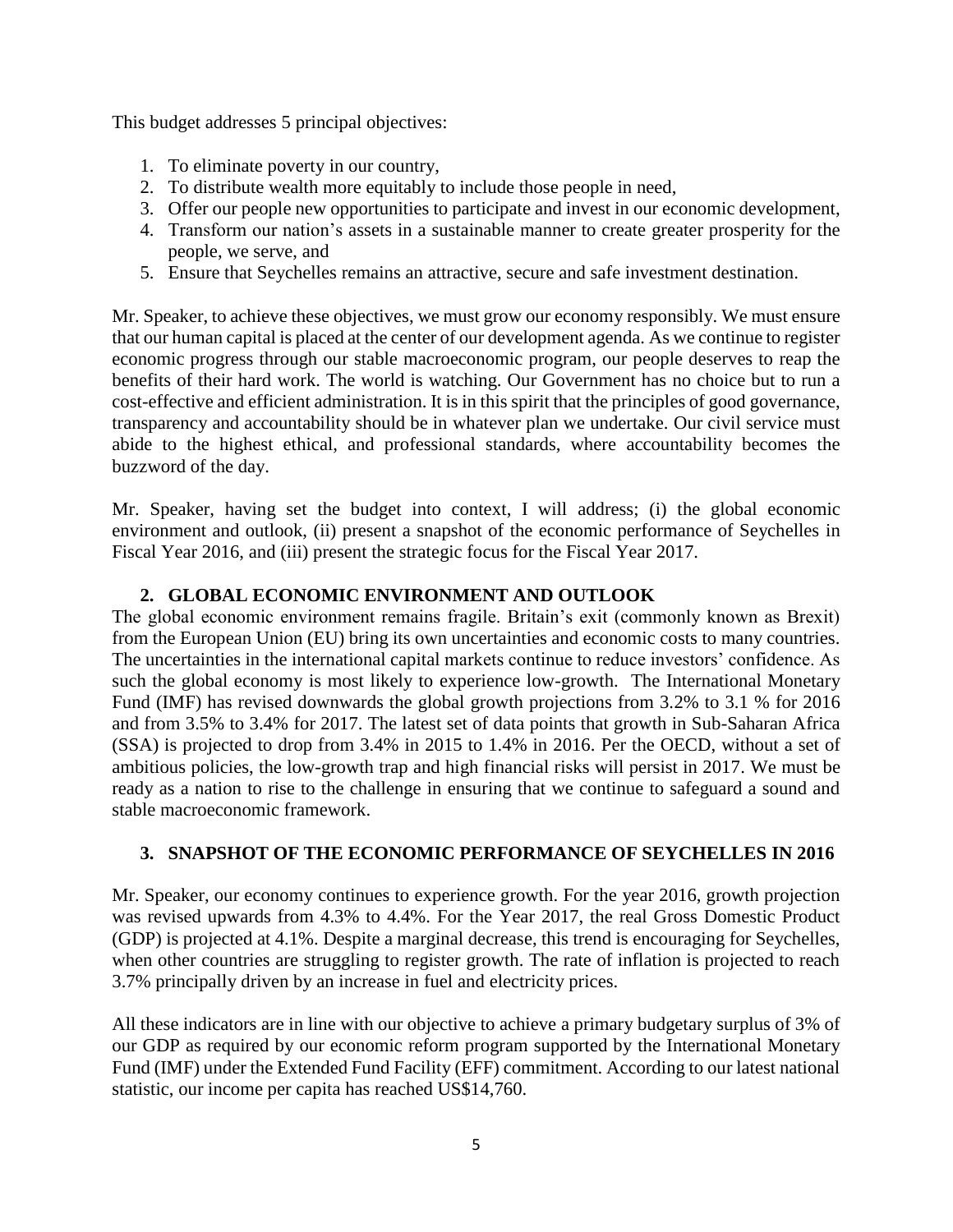This budget addresses 5 principal objectives:

1. To eliminate poverty in our country,
2. To distribute wealth more equitably to include those people in need,
3. Offer our people new opportunities to participate and invest in our economic development,
4. Transform our nation's assets in a sustainable manner to create greater prosperity for the people, we serve, and
5. Ensure that Seychelles remains an attractive, secure and safe investment destination.

Mr. Speaker, to achieve these objectives, we must grow our economy responsibly. We must ensure that our human capital is placed at the center of our development agenda. As we continue to register economic progress through our stable macroeconomic program, our people deserves to reap the benefits of their hard work. The world is watching. Our Government has no choice but to run a cost-effective and efficient administration. It is in this spirit that the principles of good governance, transparency and accountability should be in whatever plan we undertake. Our civil service must abide to the highest ethical, and professional standards, where accountability becomes the buzzword of the day.

Mr. Speaker, having set the budget into context, I will address; (i) the global economic environment and outlook, (ii) present a snapshot of the economic performance of Seychelles in Fiscal Year 2016, and (iii) present the strategic focus for the Fiscal Year 2017.

## 2. GLOBAL ECONOMIC ENVIRONMENT AND OUTLOOK

The global economic environment remains fragile. Britain's exit (commonly known as Brexit) from the European Union (EU) bring its own uncertainties and economic costs to many countries. The uncertainties in the international capital markets continue to reduce investors' confidence. As such the global economy is most likely to experience low-growth. The International Monetary Fund (IMF) has revised downwards the global growth projections from 3.2% to 3.1 % for 2016 and from 3.5% to 3.4% for 2017. The latest set of data points that growth in Sub-Saharan Africa (SSA) is projected to drop from 3.4% in 2015 to 1.4% in 2016. Per the OECD, without a set of ambitious policies, the low-growth trap and high financial risks will persist in 2017. We must be ready as a nation to rise to the challenge in ensuring that we continue to safeguard a sound and stable macroeconomic framework.

## 3. SNAPSHOT OF THE ECONOMIC PERFORMANCE OF SEYCHELLES IN 2016

Mr. Speaker, our economy continues to experience growth. For the year 2016, growth projection was revised upwards from 4.3% to 4.4%. For the Year 2017, the real Gross Domestic Product (GDP) is projected at 4.1%. Despite a marginal decrease, this trend is encouraging for Seychelles, when other countries are struggling to register growth. The rate of inflation is projected to reach 3.7% principally driven by an increase in fuel and electricity prices.

All these indicators are in line with our objective to achieve a primary budgetary surplus of 3% of our GDP as required by our economic reform program supported by the International Monetary Fund (IMF) under the Extended Fund Facility (EFF) commitment. According to our latest national statistic, our income per capita has reached US$14,760.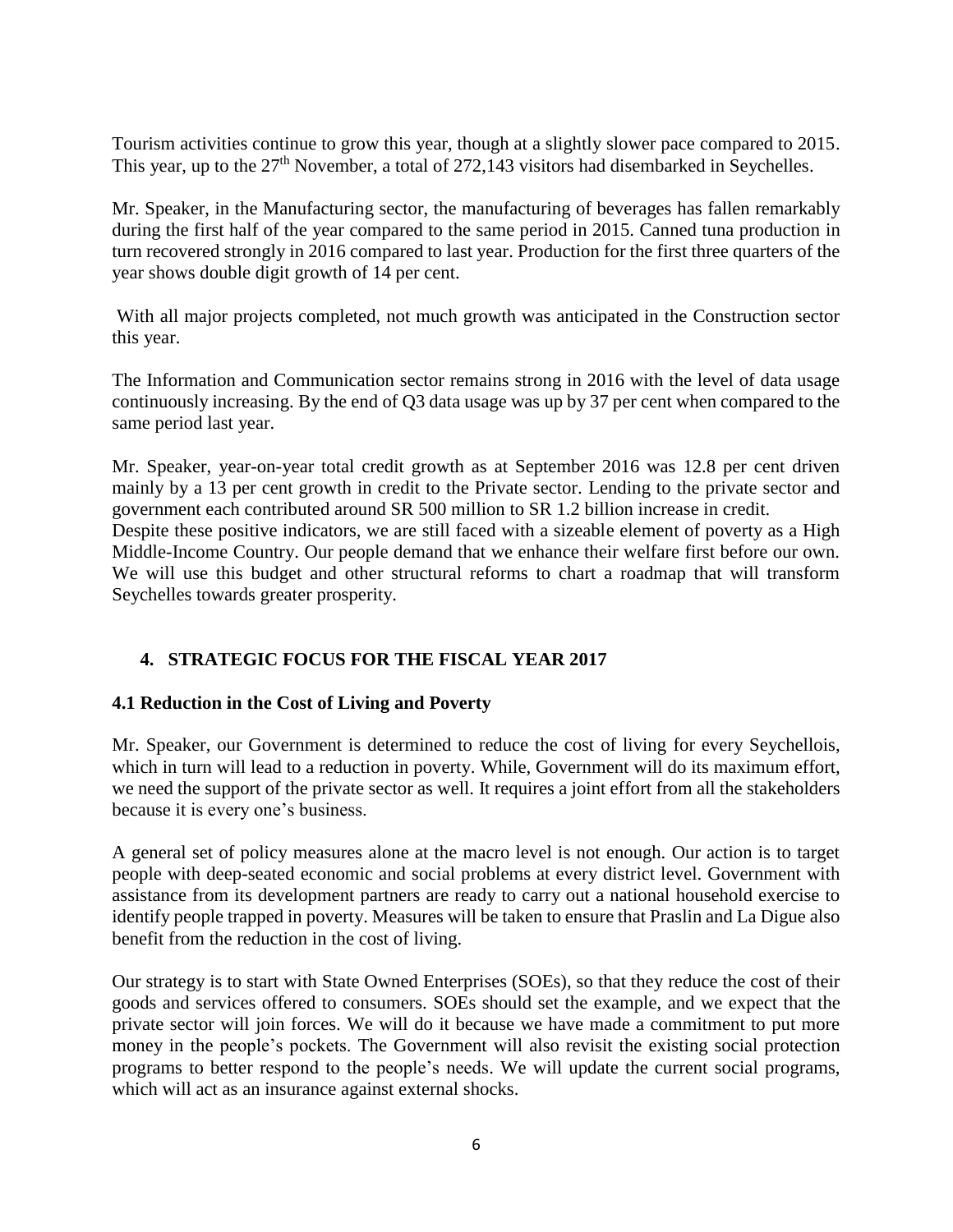Tourism activities continue to grow this year, though at a slightly slower pace compared to 2015. This year, up to the 27th November, a total of 272,143 visitors had disembarked in Seychelles.

Mr. Speaker, in the Manufacturing sector, the manufacturing of beverages has fallen remarkably during the first half of the year compared to the same period in 2015. Canned tuna production in turn recovered strongly in 2016 compared to last year. Production for the first three quarters of the year shows double digit growth of 14 per cent.

With all major projects completed, not much growth was anticipated in the Construction sector this year.

The Information and Communication sector remains strong in 2016 with the level of data usage continuously increasing. By the end of Q3 data usage was up by 37 per cent when compared to the same period last year.

Mr. Speaker, year-on-year total credit growth as at September 2016 was 12.8 per cent driven mainly by a 13 per cent growth in credit to the Private sector. Lending to the private sector and government each contributed around SR 500 million to SR 1.2 billion increase in credit.

Despite these positive indicators, we are still faced with a sizeable element of poverty as a High Middle-Income Country. Our people demand that we enhance their welfare first before our own. We will use this budget and other structural reforms to chart a roadmap that will transform Seychelles towards greater prosperity.

## 4. STRATEGIC FOCUS FOR THE FISCAL YEAR 2017

### 4.1 Reduction in the Cost of Living and Poverty

Mr. Speaker, our Government is determined to reduce the cost of living for every Seychellois, which in turn will lead to a reduction in poverty. While, Government will do its maximum effort, we need the support of the private sector as well. It requires a joint effort from all the stakeholders because it is every one's business.

A general set of policy measures alone at the macro level is not enough. Our action is to target people with deep-seated economic and social problems at every district level. Government with assistance from its development partners are ready to carry out a national household exercise to identify people trapped in poverty. Measures will be taken to ensure that Praslin and La Digue also benefit from the reduction in the cost of living.

Our strategy is to start with State Owned Enterprises (SOEs), so that they reduce the cost of their goods and services offered to consumers. SOEs should set the example, and we expect that the private sector will join forces. We will do it because we have made a commitment to put more money in the people's pockets. The Government will also revisit the existing social protection programs to better respond to the people's needs. We will update the current social programs, which will act as an insurance against external shocks.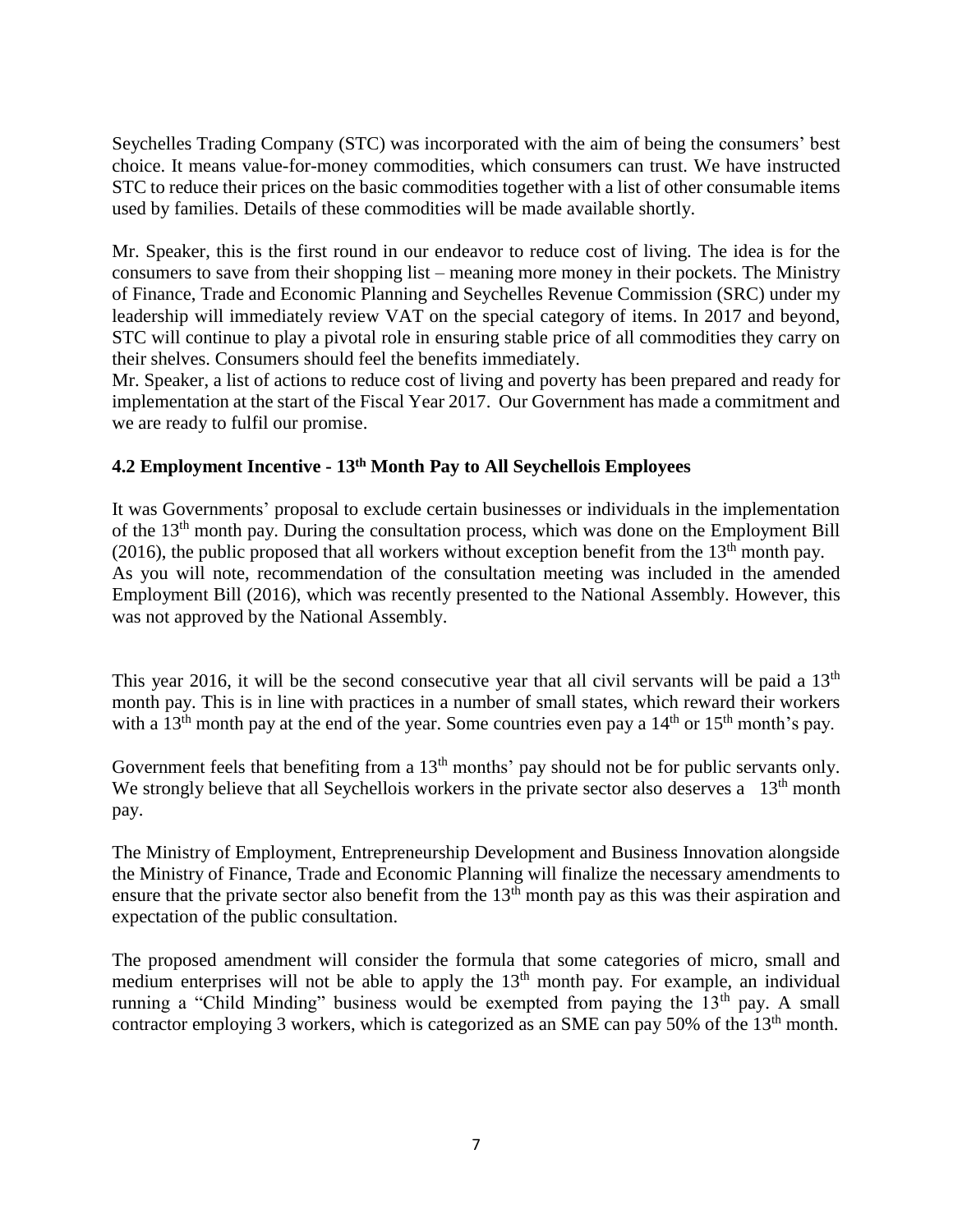Seychelles Trading Company (STC) was incorporated with the aim of being the consumers' best choice. It means value-for-money commodities, which consumers can trust. We have instructed STC to reduce their prices on the basic commodities together with a list of other consumable items used by families. Details of these commodities will be made available shortly.

Mr. Speaker, this is the first round in our endeavor to reduce cost of living. The idea is for the consumers to save from their shopping list – meaning more money in their pockets. The Ministry of Finance, Trade and Economic Planning and Seychelles Revenue Commission (SRC) under my leadership will immediately review VAT on the special category of items. In 2017 and beyond, STC will continue to play a pivotal role in ensuring stable price of all commodities they carry on their shelves. Consumers should feel the benefits immediately.

Mr. Speaker, a list of actions to reduce cost of living and poverty has been prepared and ready for implementation at the start of the Fiscal Year 2017. Our Government has made a commitment and we are ready to fulfil our promise.

### 4.2 Employment Incentive - 13th Month Pay to All Seychellois Employees

It was Governments' proposal to exclude certain businesses or individuals in the implementation of the 13th month pay. During the consultation process, which was done on the Employment Bill (2016), the public proposed that all workers without exception benefit from the 13th month pay. As you will note, recommendation of the consultation meeting was included in the amended Employment Bill (2016), which was recently presented to the National Assembly. However, this was not approved by the National Assembly.

This year 2016, it will be the second consecutive year that all civil servants will be paid a 13th month pay. This is in line with practices in a number of small states, which reward their workers with a 13th month pay at the end of the year. Some countries even pay a 14th or 15th month's pay.

Government feels that benefiting from a 13th months' pay should not be for public servants only. We strongly believe that all Seychellois workers in the private sector also deserves a 13th month pay.

The Ministry of Employment, Entrepreneurship Development and Business Innovation alongside the Ministry of Finance, Trade and Economic Planning will finalize the necessary amendments to ensure that the private sector also benefit from the 13th month pay as this was their aspiration and expectation of the public consultation.

The proposed amendment will consider the formula that some categories of micro, small and medium enterprises will not be able to apply the 13th month pay. For example, an individual running a "Child Minding" business would be exempted from paying the 13th pay. A small contractor employing 3 workers, which is categorized as an SME can pay 50% of the 13th month.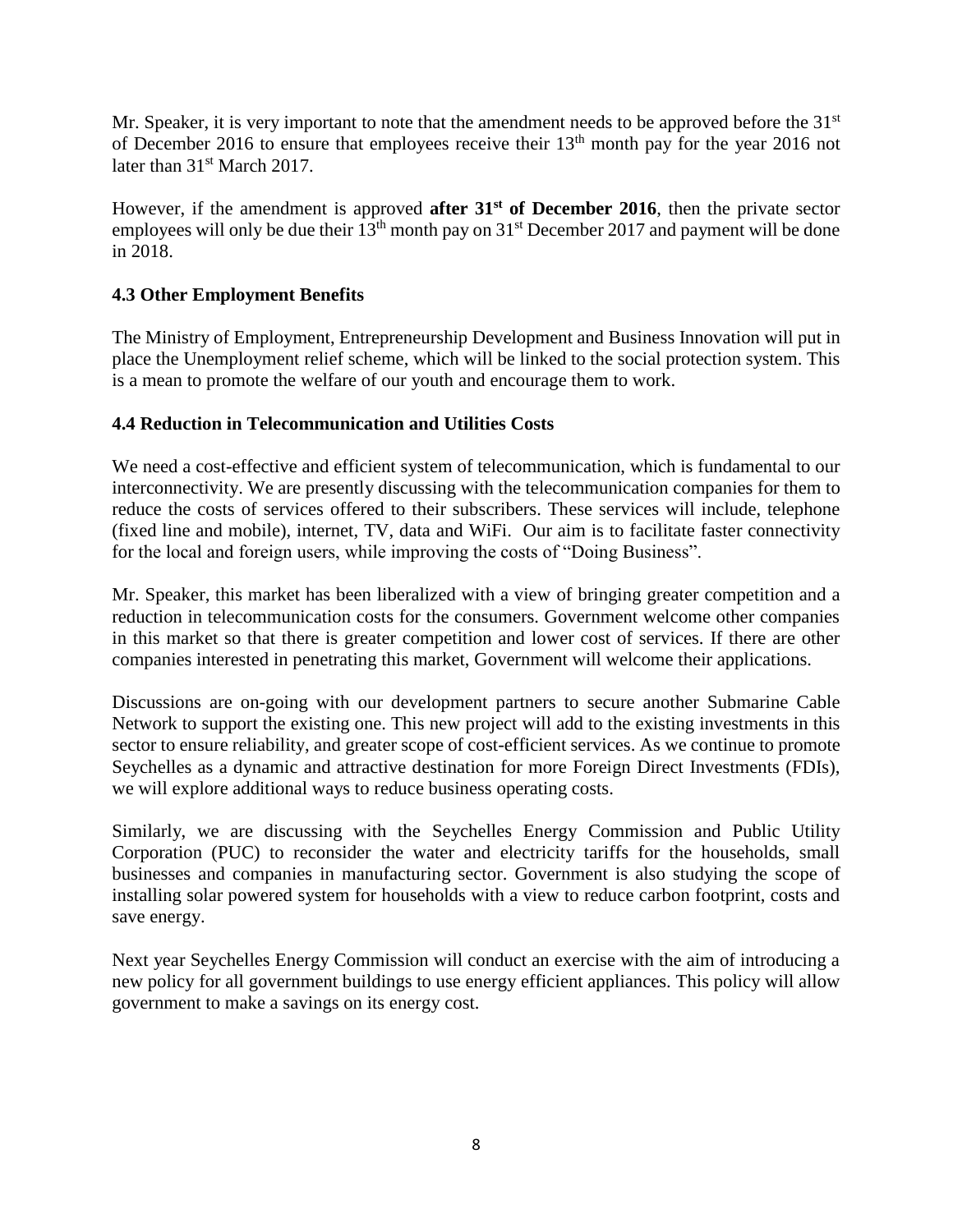Mr. Speaker, it is very important to note that the amendment needs to be approved before the 31st of December 2016 to ensure that employees receive their 13th month pay for the year 2016 not later than 31st March 2017.

However, if the amendment is approved **after 31st of December 2016**, then the private sector employees will only be due their 13th month pay on 31st December 2017 and payment will be done in 2018.

### 4.3 Other Employment Benefits

The Ministry of Employment, Entrepreneurship Development and Business Innovation will put in place the Unemployment relief scheme, which will be linked to the social protection system. This is a mean to promote the welfare of our youth and encourage them to work.

### 4.4 Reduction in Telecommunication and Utilities Costs

We need a cost-effective and efficient system of telecommunication, which is fundamental to our interconnectivity. We are presently discussing with the telecommunication companies for them to reduce the costs of services offered to their subscribers. These services will include, telephone (fixed line and mobile), internet, TV, data and WiFi. Our aim is to facilitate faster connectivity for the local and foreign users, while improving the costs of "Doing Business".

Mr. Speaker, this market has been liberalized with a view of bringing greater competition and a reduction in telecommunication costs for the consumers. Government welcome other companies in this market so that there is greater competition and lower cost of services. If there are other companies interested in penetrating this market, Government will welcome their applications.

Discussions are on-going with our development partners to secure another Submarine Cable Network to support the existing one. This new project will add to the existing investments in this sector to ensure reliability, and greater scope of cost-efficient services. As we continue to promote Seychelles as a dynamic and attractive destination for more Foreign Direct Investments (FDIs), we will explore additional ways to reduce business operating costs.

Similarly, we are discussing with the Seychelles Energy Commission and Public Utility Corporation (PUC) to reconsider the water and electricity tariffs for the households, small businesses and companies in manufacturing sector. Government is also studying the scope of installing solar powered system for households with a view to reduce carbon footprint, costs and save energy.

Next year Seychelles Energy Commission will conduct an exercise with the aim of introducing a new policy for all government buildings to use energy efficient appliances. This policy will allow government to make a savings on its energy cost.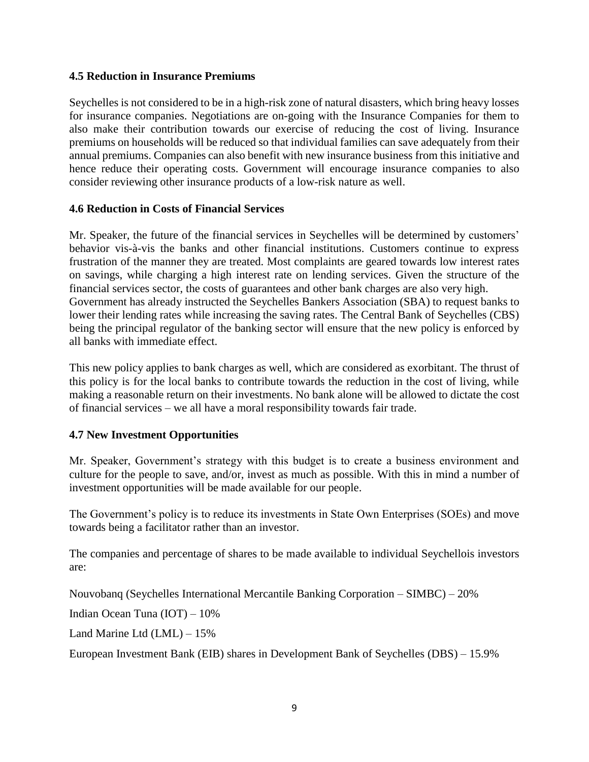### 4.5 Reduction in Insurance Premiums

Seychelles is not considered to be in a high-risk zone of natural disasters, which bring heavy losses for insurance companies. Negotiations are on-going with the Insurance Companies for them to also make their contribution towards our exercise of reducing the cost of living. Insurance premiums on households will be reduced so that individual families can save adequately from their annual premiums. Companies can also benefit with new insurance business from this initiative and hence reduce their operating costs. Government will encourage insurance companies to also consider reviewing other insurance products of a low-risk nature as well.

### 4.6 Reduction in Costs of Financial Services

Mr. Speaker, the future of the financial services in Seychelles will be determined by customers' behavior vis-à-vis the banks and other financial institutions. Customers continue to express frustration of the manner they are treated. Most complaints are geared towards low interest rates on savings, while charging a high interest rate on lending services. Given the structure of the financial services sector, the costs of guarantees and other bank charges are also very high. Government has already instructed the Seychelles Bankers Association (SBA) to request banks to lower their lending rates while increasing the saving rates. The Central Bank of Seychelles (CBS) being the principal regulator of the banking sector will ensure that the new policy is enforced by all banks with immediate effect.

This new policy applies to bank charges as well, which are considered as exorbitant. The thrust of this policy is for the local banks to contribute towards the reduction in the cost of living, while making a reasonable return on their investments. No bank alone will be allowed to dictate the cost of financial services – we all have a moral responsibility towards fair trade.

### 4.7 New Investment Opportunities

Mr. Speaker, Government's strategy with this budget is to create a business environment and culture for the people to save, and/or, invest as much as possible. With this in mind a number of investment opportunities will be made available for our people.

The Government's policy is to reduce its investments in State Own Enterprises (SOEs) and move towards being a facilitator rather than an investor.

The companies and percentage of shares to be made available to individual Seychellois investors are:

Nouvobanq (Seychelles International Mercantile Banking Corporation – SIMBC) – 20%

Indian Ocean Tuna (IOT) – 10%

Land Marine Ltd (LML) – 15%

European Investment Bank (EIB) shares in Development Bank of Seychelles (DBS) – 15.9%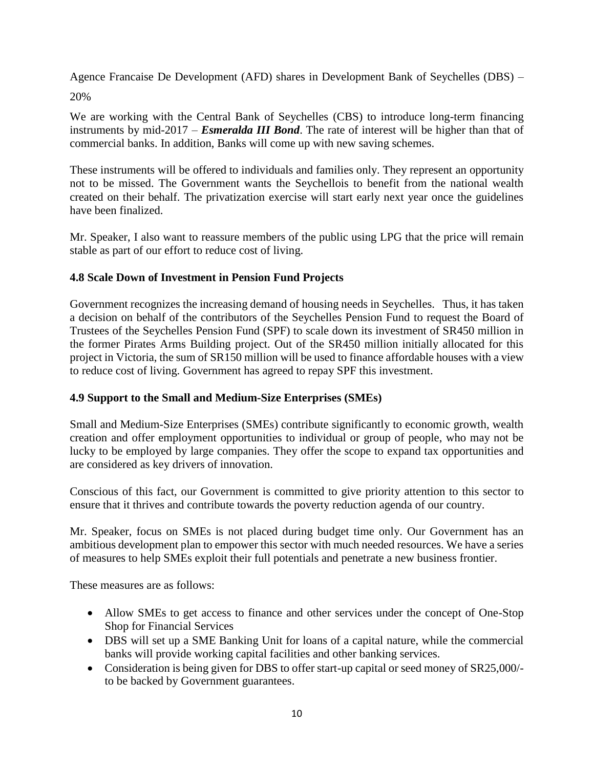Agence Francaise De Development (AFD) shares in Development Bank of Seychelles (DBS) – 20%

We are working with the Central Bank of Seychelles (CBS) to introduce long-term financing instruments by mid-2017 – ***Esmeralda III Bond***. The rate of interest will be higher than that of commercial banks. In addition, Banks will come up with new saving schemes.

These instruments will be offered to individuals and families only. They represent an opportunity not to be missed. The Government wants the Seychellois to benefit from the national wealth created on their behalf. The privatization exercise will start early next year once the guidelines have been finalized.

Mr. Speaker, I also want to reassure members of the public using LPG that the price will remain stable as part of our effort to reduce cost of living.

### 4.8 Scale Down of Investment in Pension Fund Projects

Government recognizes the increasing demand of housing needs in Seychelles. Thus, it has taken a decision on behalf of the contributors of the Seychelles Pension Fund to request the Board of Trustees of the Seychelles Pension Fund (SPF) to scale down its investment of SR450 million in the former Pirates Arms Building project. Out of the SR450 million initially allocated for this project in Victoria, the sum of SR150 million will be used to finance affordable houses with a view to reduce cost of living. Government has agreed to repay SPF this investment.

### 4.9 Support to the Small and Medium-Size Enterprises (SMEs)

Small and Medium-Size Enterprises (SMEs) contribute significantly to economic growth, wealth creation and offer employment opportunities to individual or group of people, who may not be lucky to be employed by large companies. They offer the scope to expand tax opportunities and are considered as key drivers of innovation.

Conscious of this fact, our Government is committed to give priority attention to this sector to ensure that it thrives and contribute towards the poverty reduction agenda of our country.

Mr. Speaker, focus on SMEs is not placed during budget time only. Our Government has an ambitious development plan to empower this sector with much needed resources. We have a series of measures to help SMEs exploit their full potentials and penetrate a new business frontier.

These measures are as follows:

- Allow SMEs to get access to finance and other services under the concept of One-Stop Shop for Financial Services
- DBS will set up a SME Banking Unit for loans of a capital nature, while the commercial banks will provide working capital facilities and other banking services.
- Consideration is being given for DBS to offer start-up capital or seed money of SR25,000/- to be backed by Government guarantees.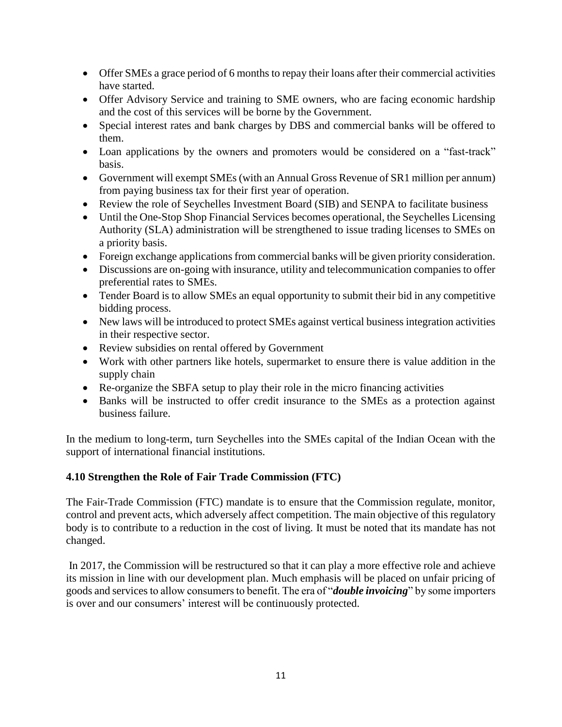- Offer SMEs a grace period of 6 months to repay their loans after their commercial activities have started.
- Offer Advisory Service and training to SME owners, who are facing economic hardship and the cost of this services will be borne by the Government.
- Special interest rates and bank charges by DBS and commercial banks will be offered to them.
- Loan applications by the owners and promoters would be considered on a "fast-track" basis.
- Government will exempt SMEs (with an Annual Gross Revenue of SR1 million per annum) from paying business tax for their first year of operation.
- Review the role of Seychelles Investment Board (SIB) and SENPA to facilitate business
- Until the One-Stop Shop Financial Services becomes operational, the Seychelles Licensing Authority (SLA) administration will be strengthened to issue trading licenses to SMEs on a priority basis.
- Foreign exchange applications from commercial banks will be given priority consideration.
- Discussions are on-going with insurance, utility and telecommunication companies to offer preferential rates to SMEs.
- Tender Board is to allow SMEs an equal opportunity to submit their bid in any competitive bidding process.
- New laws will be introduced to protect SMEs against vertical business integration activities in their respective sector.
- Review subsidies on rental offered by Government
- Work with other partners like hotels, supermarket to ensure there is value addition in the supply chain
- Re-organize the SBFA setup to play their role in the micro financing activities
- Banks will be instructed to offer credit insurance to the SMEs as a protection against business failure.

In the medium to long-term, turn Seychelles into the SMEs capital of the Indian Ocean with the support of international financial institutions.

### 4.10 Strengthen the Role of Fair Trade Commission (FTC)

The Fair-Trade Commission (FTC) mandate is to ensure that the Commission regulate, monitor, control and prevent acts, which adversely affect competition. The main objective of this regulatory body is to contribute to a reduction in the cost of living. It must be noted that its mandate has not changed.

In 2017, the Commission will be restructured so that it can play a more effective role and achieve its mission in line with our development plan. Much emphasis will be placed on unfair pricing of goods and services to allow consumers to benefit. The era of "***double invoicing***" by some importers is over and our consumers' interest will be continuously protected.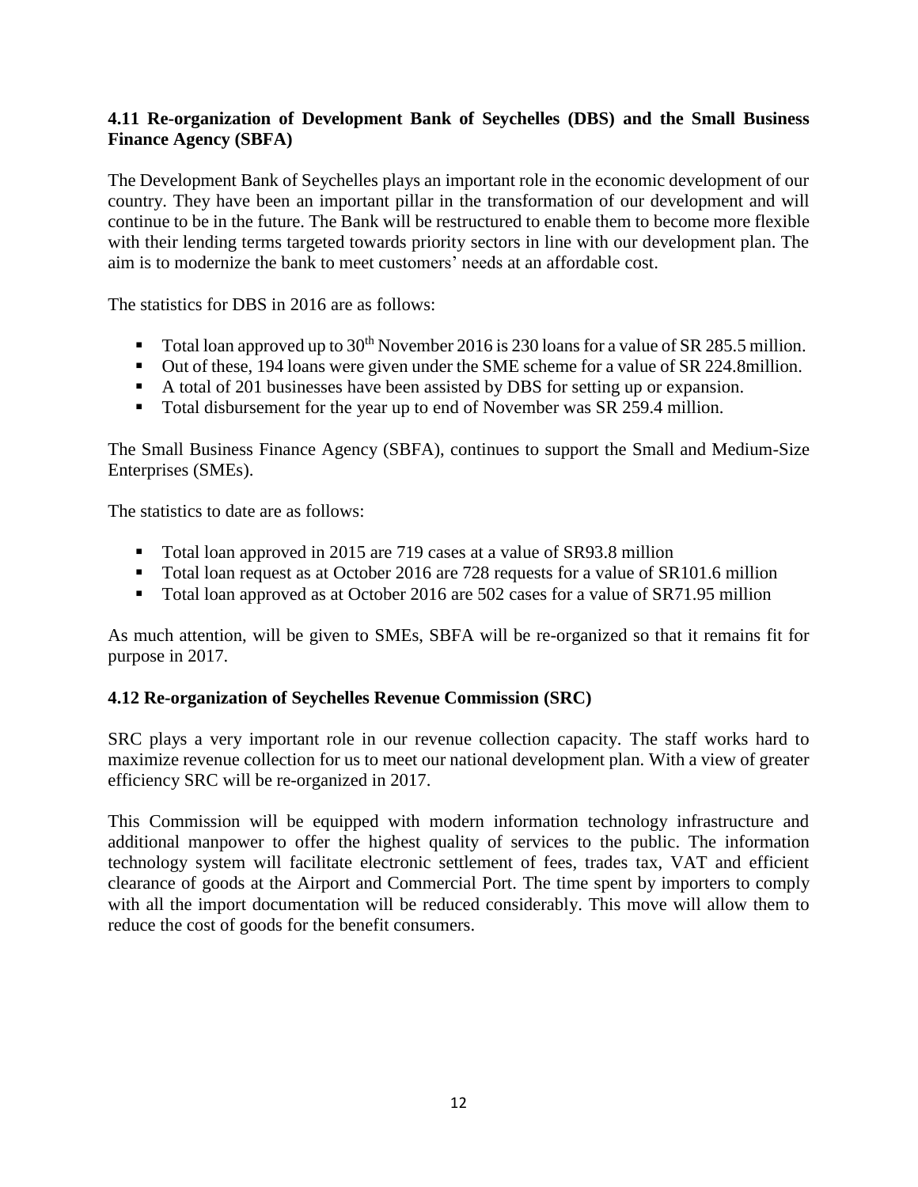### 4.11 Re-organization of Development Bank of Seychelles (DBS) and the Small Business Finance Agency (SBFA)

The Development Bank of Seychelles plays an important role in the economic development of our country. They have been an important pillar in the transformation of our development and will continue to be in the future. The Bank will be restructured to enable them to become more flexible with their lending terms targeted towards priority sectors in line with our development plan. The aim is to modernize the bank to meet customers' needs at an affordable cost.

The statistics for DBS in 2016 are as follows:

- Total loan approved up to 30th November 2016 is 230 loans for a value of SR 285.5 million.
- Out of these, 194 loans were given under the SME scheme for a value of SR 224.8million.
- A total of 201 businesses have been assisted by DBS for setting up or expansion.
- Total disbursement for the year up to end of November was SR 259.4 million.

The Small Business Finance Agency (SBFA), continues to support the Small and Medium-Size Enterprises (SMEs).

The statistics to date are as follows:

- Total loan approved in 2015 are 719 cases at a value of SR93.8 million
- Total loan request as at October 2016 are 728 requests for a value of SR101.6 million
- Total loan approved as at October 2016 are 502 cases for a value of SR71.95 million

As much attention, will be given to SMEs, SBFA will be re-organized so that it remains fit for purpose in 2017.

### 4.12 Re-organization of Seychelles Revenue Commission (SRC)

SRC plays a very important role in our revenue collection capacity. The staff works hard to maximize revenue collection for us to meet our national development plan. With a view of greater efficiency SRC will be re-organized in 2017.

This Commission will be equipped with modern information technology infrastructure and additional manpower to offer the highest quality of services to the public. The information technology system will facilitate electronic settlement of fees, trades tax, VAT and efficient clearance of goods at the Airport and Commercial Port. The time spent by importers to comply with all the import documentation will be reduced considerably. This move will allow them to reduce the cost of goods for the benefit consumers.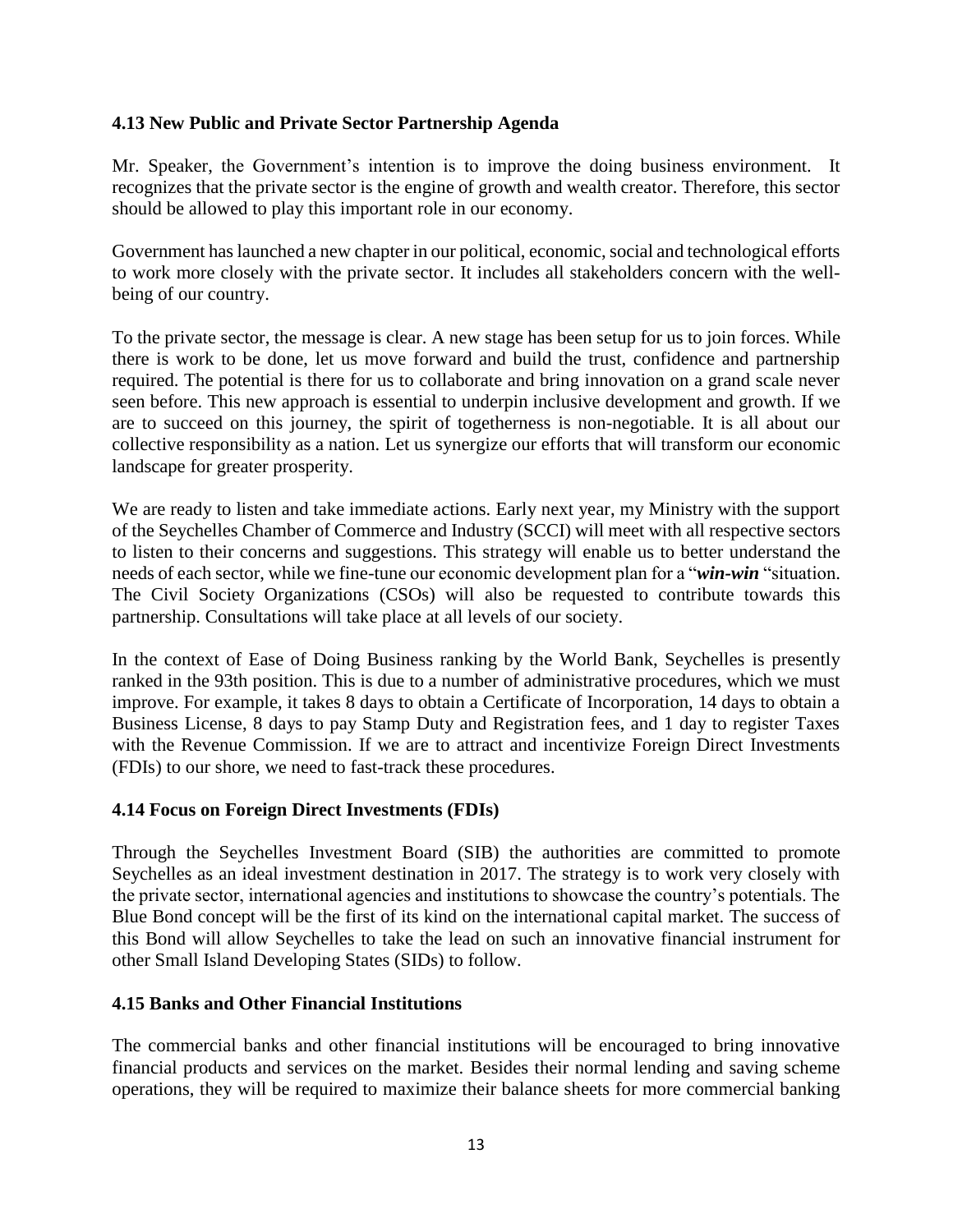### 4.13 New Public and Private Sector Partnership Agenda

Mr. Speaker, the Government's intention is to improve the doing business environment. It recognizes that the private sector is the engine of growth and wealth creator. Therefore, this sector should be allowed to play this important role in our economy.

Government has launched a new chapter in our political, economic, social and technological efforts to work more closely with the private sector. It includes all stakeholders concern with the well-being of our country.

To the private sector, the message is clear. A new stage has been setup for us to join forces. While there is work to be done, let us move forward and build the trust, confidence and partnership required. The potential is there for us to collaborate and bring innovation on a grand scale never seen before. This new approach is essential to underpin inclusive development and growth. If we are to succeed on this journey, the spirit of togetherness is non-negotiable. It is all about our collective responsibility as a nation. Let us synergize our efforts that will transform our economic landscape for greater prosperity.

We are ready to listen and take immediate actions. Early next year, my Ministry with the support of the Seychelles Chamber of Commerce and Industry (SCCI) will meet with all respective sectors to listen to their concerns and suggestions. This strategy will enable us to better understand the needs of each sector, while we fine-tune our economic development plan for a "***win-win*** "situation. The Civil Society Organizations (CSOs) will also be requested to contribute towards this partnership. Consultations will take place at all levels of our society.

In the context of Ease of Doing Business ranking by the World Bank, Seychelles is presently ranked in the 93th position. This is due to a number of administrative procedures, which we must improve. For example, it takes 8 days to obtain a Certificate of Incorporation, 14 days to obtain a Business License, 8 days to pay Stamp Duty and Registration fees, and 1 day to register Taxes with the Revenue Commission. If we are to attract and incentivize Foreign Direct Investments (FDIs) to our shore, we need to fast-track these procedures.

### 4.14 Focus on Foreign Direct Investments (FDIs)

Through the Seychelles Investment Board (SIB) the authorities are committed to promote Seychelles as an ideal investment destination in 2017. The strategy is to work very closely with the private sector, international agencies and institutions to showcase the country's potentials. The Blue Bond concept will be the first of its kind on the international capital market. The success of this Bond will allow Seychelles to take the lead on such an innovative financial instrument for other Small Island Developing States (SIDs) to follow.

### 4.15 Banks and Other Financial Institutions

The commercial banks and other financial institutions will be encouraged to bring innovative financial products and services on the market. Besides their normal lending and saving scheme operations, they will be required to maximize their balance sheets for more commercial banking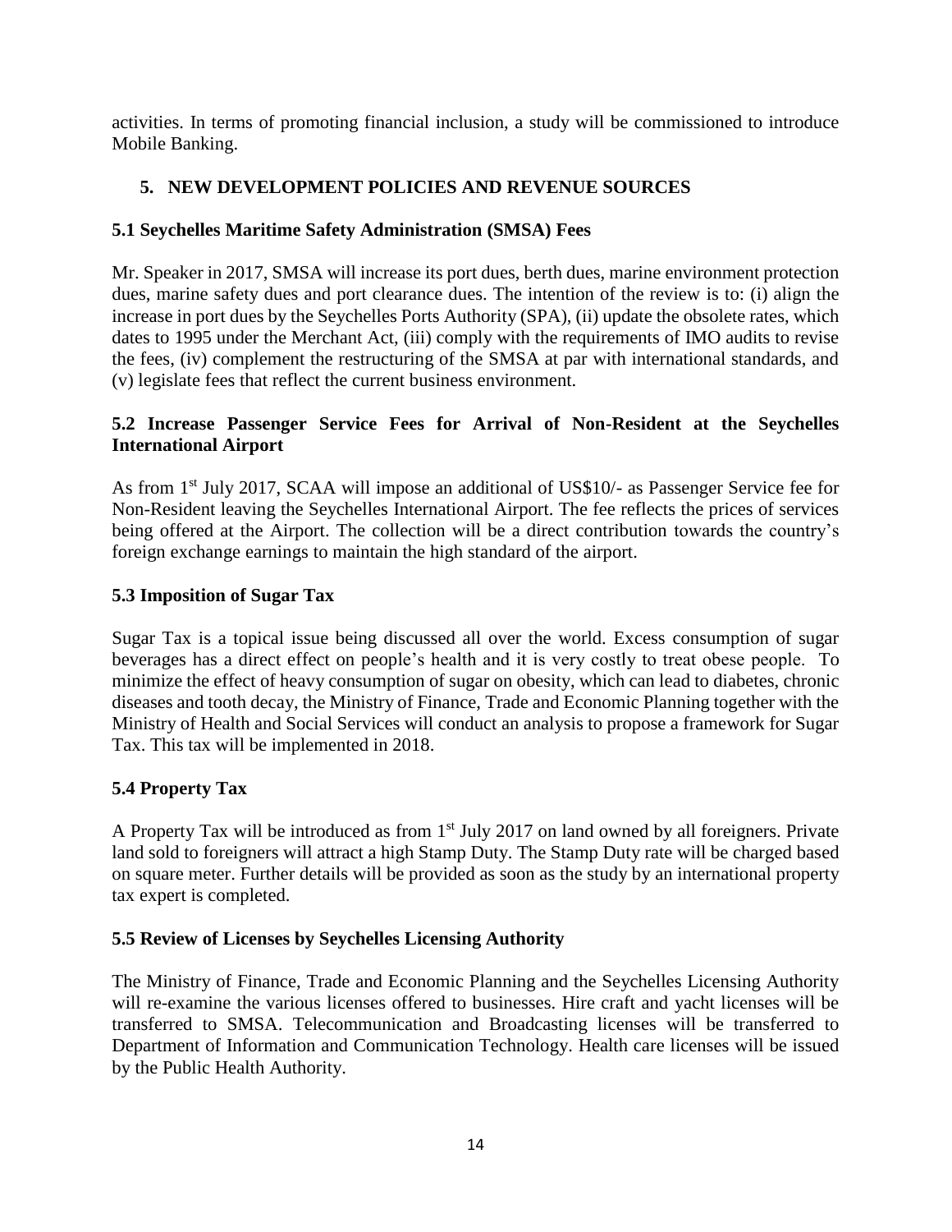activities. In terms of promoting financial inclusion, a study will be commissioned to introduce Mobile Banking.

## 5. NEW DEVELOPMENT POLICIES AND REVENUE SOURCES

### 5.1 Seychelles Maritime Safety Administration (SMSA) Fees

Mr. Speaker in 2017, SMSA will increase its port dues, berth dues, marine environment protection dues, marine safety dues and port clearance dues. The intention of the review is to: (i) align the increase in port dues by the Seychelles Ports Authority (SPA), (ii) update the obsolete rates, which dates to 1995 under the Merchant Act, (iii) comply with the requirements of IMO audits to revise the fees, (iv) complement the restructuring of the SMSA at par with international standards, and (v) legislate fees that reflect the current business environment.

### 5.2 Increase Passenger Service Fees for Arrival of Non-Resident at the Seychelles International Airport

As from 1st July 2017, SCAA will impose an additional of US$10/- as Passenger Service fee for Non-Resident leaving the Seychelles International Airport. The fee reflects the prices of services being offered at the Airport. The collection will be a direct contribution towards the country's foreign exchange earnings to maintain the high standard of the airport.

### 5.3 Imposition of Sugar Tax

Sugar Tax is a topical issue being discussed all over the world. Excess consumption of sugar beverages has a direct effect on people's health and it is very costly to treat obese people. To minimize the effect of heavy consumption of sugar on obesity, which can lead to diabetes, chronic diseases and tooth decay, the Ministry of Finance, Trade and Economic Planning together with the Ministry of Health and Social Services will conduct an analysis to propose a framework for Sugar Tax. This tax will be implemented in 2018.

### 5.4 Property Tax

A Property Tax will be introduced as from 1st July 2017 on land owned by all foreigners. Private land sold to foreigners will attract a high Stamp Duty. The Stamp Duty rate will be charged based on square meter. Further details will be provided as soon as the study by an international property tax expert is completed.

### 5.5 Review of Licenses by Seychelles Licensing Authority

The Ministry of Finance, Trade and Economic Planning and the Seychelles Licensing Authority will re-examine the various licenses offered to businesses. Hire craft and yacht licenses will be transferred to SMSA. Telecommunication and Broadcasting licenses will be transferred to Department of Information and Communication Technology. Health care licenses will be issued by the Public Health Authority.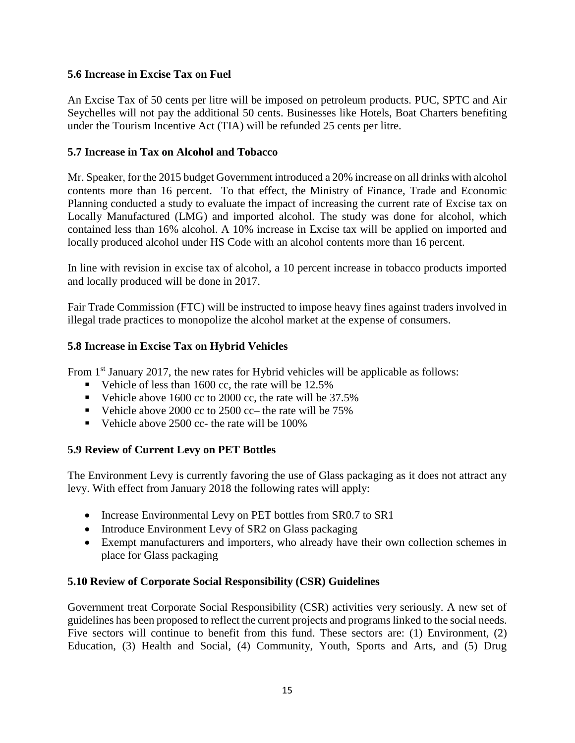### 5.6 Increase in Excise Tax on Fuel

An Excise Tax of 50 cents per litre will be imposed on petroleum products. PUC, SPTC and Air Seychelles will not pay the additional 50 cents. Businesses like Hotels, Boat Charters benefiting under the Tourism Incentive Act (TIA) will be refunded 25 cents per litre.

### 5.7 Increase in Tax on Alcohol and Tobacco

Mr. Speaker, for the 2015 budget Government introduced a 20% increase on all drinks with alcohol contents more than 16 percent. To that effect, the Ministry of Finance, Trade and Economic Planning conducted a study to evaluate the impact of increasing the current rate of Excise tax on Locally Manufactured (LMG) and imported alcohol. The study was done for alcohol, which contained less than 16% alcohol. A 10% increase in Excise tax will be applied on imported and locally produced alcohol under HS Code with an alcohol contents more than 16 percent.

In line with revision in excise tax of alcohol, a 10 percent increase in tobacco products imported and locally produced will be done in 2017.

Fair Trade Commission (FTC) will be instructed to impose heavy fines against traders involved in illegal trade practices to monopolize the alcohol market at the expense of consumers.

### 5.8 Increase in Excise Tax on Hybrid Vehicles

From 1st January 2017, the new rates for Hybrid vehicles will be applicable as follows:

- Vehicle of less than 1600 cc, the rate will be 12.5%
- Vehicle above 1600 cc to 2000 cc, the rate will be 37.5%
- Vehicle above 2000 cc to 2500 cc– the rate will be 75%
- Vehicle above 2500 cc- the rate will be 100%

### 5.9 Review of Current Levy on PET Bottles

The Environment Levy is currently favoring the use of Glass packaging as it does not attract any levy. With effect from January 2018 the following rates will apply:

- Increase Environmental Levy on PET bottles from SR0.7 to SR1
- Introduce Environment Levy of SR2 on Glass packaging
- Exempt manufacturers and importers, who already have their own collection schemes in place for Glass packaging

### 5.10 Review of Corporate Social Responsibility (CSR) Guidelines

Government treat Corporate Social Responsibility (CSR) activities very seriously. A new set of guidelines has been proposed to reflect the current projects and programs linked to the social needs. Five sectors will continue to benefit from this fund. These sectors are: (1) Environment, (2) Education, (3) Health and Social, (4) Community, Youth, Sports and Arts, and (5) Drug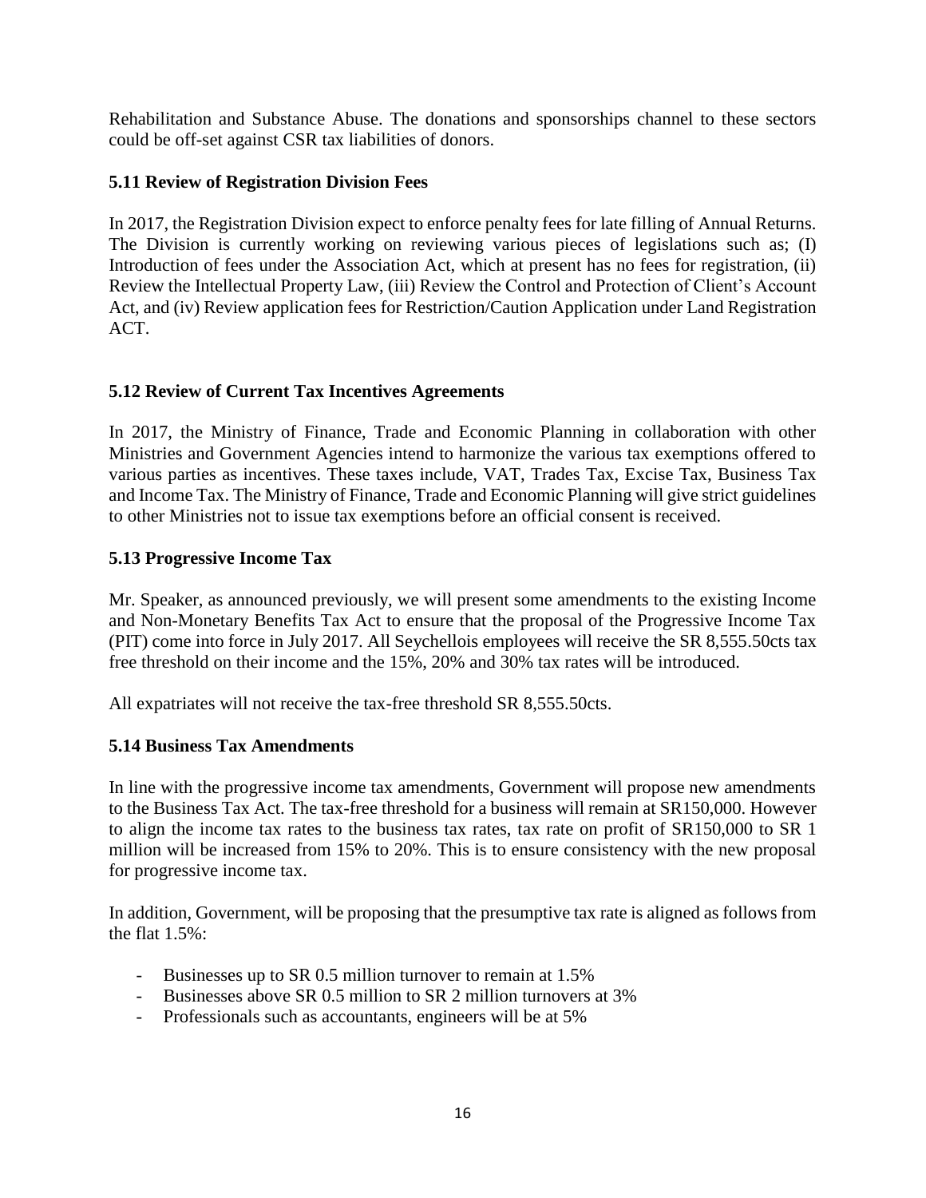Rehabilitation and Substance Abuse. The donations and sponsorships channel to these sectors could be off-set against CSR tax liabilities of donors.

### 5.11 Review of Registration Division Fees

In 2017, the Registration Division expect to enforce penalty fees for late filling of Annual Returns. The Division is currently working on reviewing various pieces of legislations such as; (I) Introduction of fees under the Association Act, which at present has no fees for registration, (ii) Review the Intellectual Property Law, (iii) Review the Control and Protection of Client's Account Act, and (iv) Review application fees for Restriction/Caution Application under Land Registration ACT.

### 5.12 Review of Current Tax Incentives Agreements

In 2017, the Ministry of Finance, Trade and Economic Planning in collaboration with other Ministries and Government Agencies intend to harmonize the various tax exemptions offered to various parties as incentives. These taxes include, VAT, Trades Tax, Excise Tax, Business Tax and Income Tax. The Ministry of Finance, Trade and Economic Planning will give strict guidelines to other Ministries not to issue tax exemptions before an official consent is received.

### 5.13 Progressive Income Tax

Mr. Speaker, as announced previously, we will present some amendments to the existing Income and Non-Monetary Benefits Tax Act to ensure that the proposal of the Progressive Income Tax (PIT) come into force in July 2017. All Seychellois employees will receive the SR 8,555.50cts tax free threshold on their income and the 15%, 20% and 30% tax rates will be introduced.

All expatriates will not receive the tax-free threshold SR 8,555.50cts.

### 5.14 Business Tax Amendments

In line with the progressive income tax amendments, Government will propose new amendments to the Business Tax Act. The tax-free threshold for a business will remain at SR150,000. However to align the income tax rates to the business tax rates, tax rate on profit of SR150,000 to SR 1 million will be increased from 15% to 20%. This is to ensure consistency with the new proposal for progressive income tax.

In addition, Government, will be proposing that the presumptive tax rate is aligned as follows from the flat 1.5%:

- Businesses up to SR 0.5 million turnover to remain at 1.5%
- Businesses above SR 0.5 million to SR 2 million turnovers at 3%
- Professionals such as accountants, engineers will be at 5%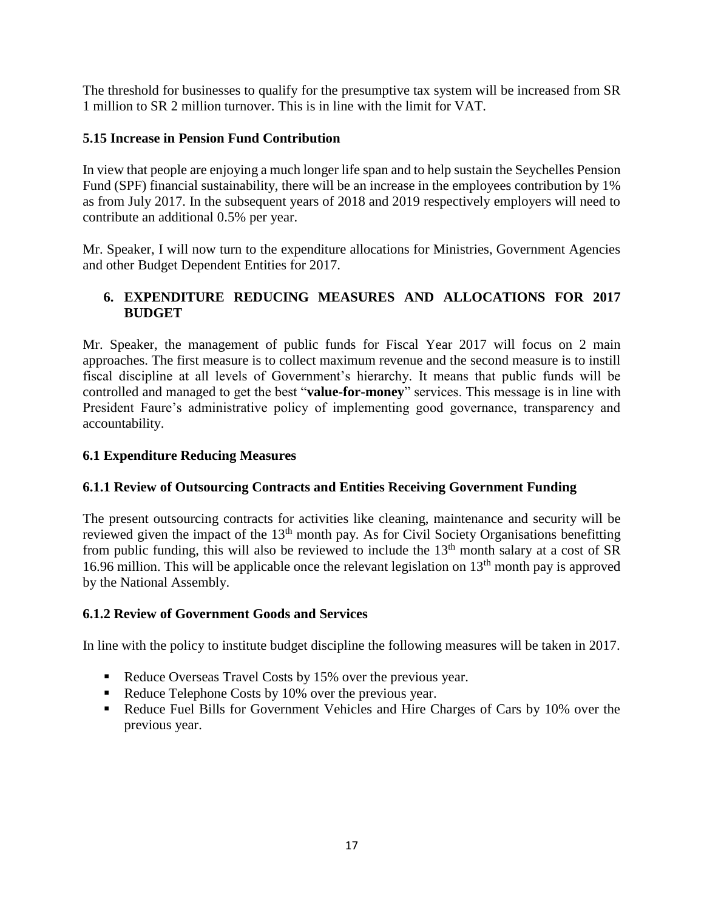The threshold for businesses to qualify for the presumptive tax system will be increased from SR 1 million to SR 2 million turnover. This is in line with the limit for VAT.

### 5.15 Increase in Pension Fund Contribution

In view that people are enjoying a much longer life span and to help sustain the Seychelles Pension Fund (SPF) financial sustainability, there will be an increase in the employees contribution by 1% as from July 2017. In the subsequent years of 2018 and 2019 respectively employers will need to contribute an additional 0.5% per year.

Mr. Speaker, I will now turn to the expenditure allocations for Ministries, Government Agencies and other Budget Dependent Entities for 2017.

## 6. EXPENDITURE REDUCING MEASURES AND ALLOCATIONS FOR 2017 BUDGET

Mr. Speaker, the management of public funds for Fiscal Year 2017 will focus on 2 main approaches. The first measure is to collect maximum revenue and the second measure is to instill fiscal discipline at all levels of Government's hierarchy. It means that public funds will be controlled and managed to get the best "**value-for-money**" services. This message is in line with President Faure's administrative policy of implementing good governance, transparency and accountability.

### 6.1 Expenditure Reducing Measures

#### 6.1.1 Review of Outsourcing Contracts and Entities Receiving Government Funding

The present outsourcing contracts for activities like cleaning, maintenance and security will be reviewed given the impact of the 13th month pay. As for Civil Society Organisations benefitting from public funding, this will also be reviewed to include the 13th month salary at a cost of SR 16.96 million. This will be applicable once the relevant legislation on 13th month pay is approved by the National Assembly.

#### 6.1.2 Review of Government Goods and Services

In line with the policy to institute budget discipline the following measures will be taken in 2017.

- Reduce Overseas Travel Costs by 15% over the previous year.
- Reduce Telephone Costs by 10% over the previous year.
- Reduce Fuel Bills for Government Vehicles and Hire Charges of Cars by 10% over the previous year.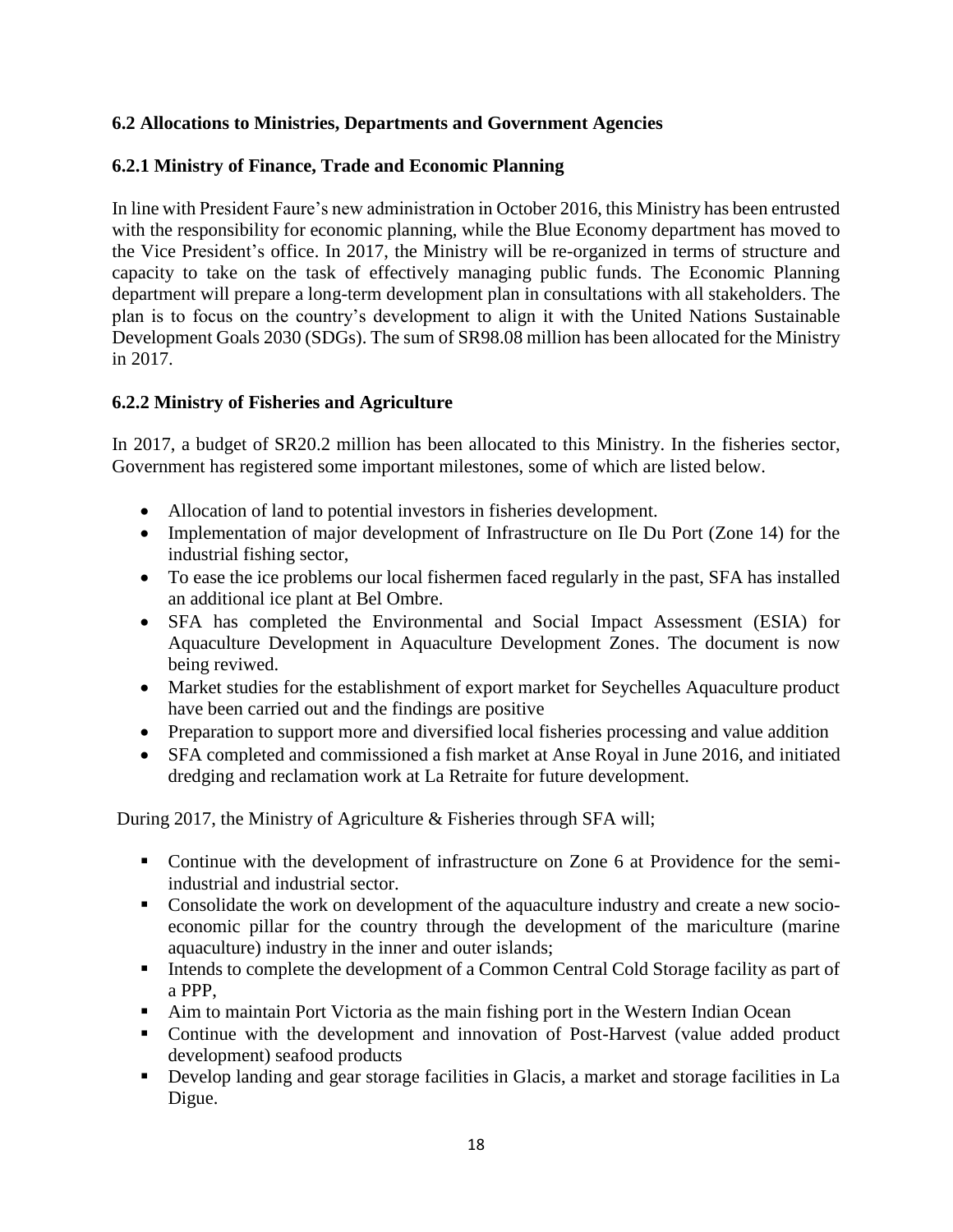### 6.2 Allocations to Ministries, Departments and Government Agencies

### 6.2.1 Ministry of Finance, Trade and Economic Planning

In line with President Faure's new administration in October 2016, this Ministry has been entrusted with the responsibility for economic planning, while the Blue Economy department has moved to the Vice President's office. In 2017, the Ministry will be re-organized in terms of structure and capacity to take on the task of effectively managing public funds. The Economic Planning department will prepare a long-term development plan in consultations with all stakeholders. The plan is to focus on the country's development to align it with the United Nations Sustainable Development Goals 2030 (SDGs). The sum of SR98.08 million has been allocated for the Ministry in 2017.

### 6.2.2 Ministry of Fisheries and Agriculture

In 2017, a budget of SR20.2 million has been allocated to this Ministry. In the fisheries sector, Government has registered some important milestones, some of which are listed below.

- Allocation of land to potential investors in fisheries development.
- Implementation of major development of Infrastructure on Ile Du Port (Zone 14) for the industrial fishing sector,
- To ease the ice problems our local fishermen faced regularly in the past, SFA has installed an additional ice plant at Bel Ombre.
- SFA has completed the Environmental and Social Impact Assessment (ESIA) for Aquaculture Development in Aquaculture Development Zones. The document is now being reviwed.
- Market studies for the establishment of export market for Seychelles Aquaculture product have been carried out and the findings are positive
- Preparation to support more and diversified local fisheries processing and value addition
- SFA completed and commissioned a fish market at Anse Royal in June 2016, and initiated dredging and reclamation work at La Retraite for future development.

During 2017, the Ministry of Agriculture & Fisheries through SFA will;

- Continue with the development of infrastructure on Zone 6 at Providence for the semi-industrial and industrial sector.
- Consolidate the work on development of the aquaculture industry and create a new socio-economic pillar for the country through the development of the mariculture (marine aquaculture) industry in the inner and outer islands;
- Intends to complete the development of a Common Central Cold Storage facility as part of a PPP,
- Aim to maintain Port Victoria as the main fishing port in the Western Indian Ocean
- Continue with the development and innovation of Post-Harvest (value added product development) seafood products
- Develop landing and gear storage facilities in Glacis, a market and storage facilities in La Digue.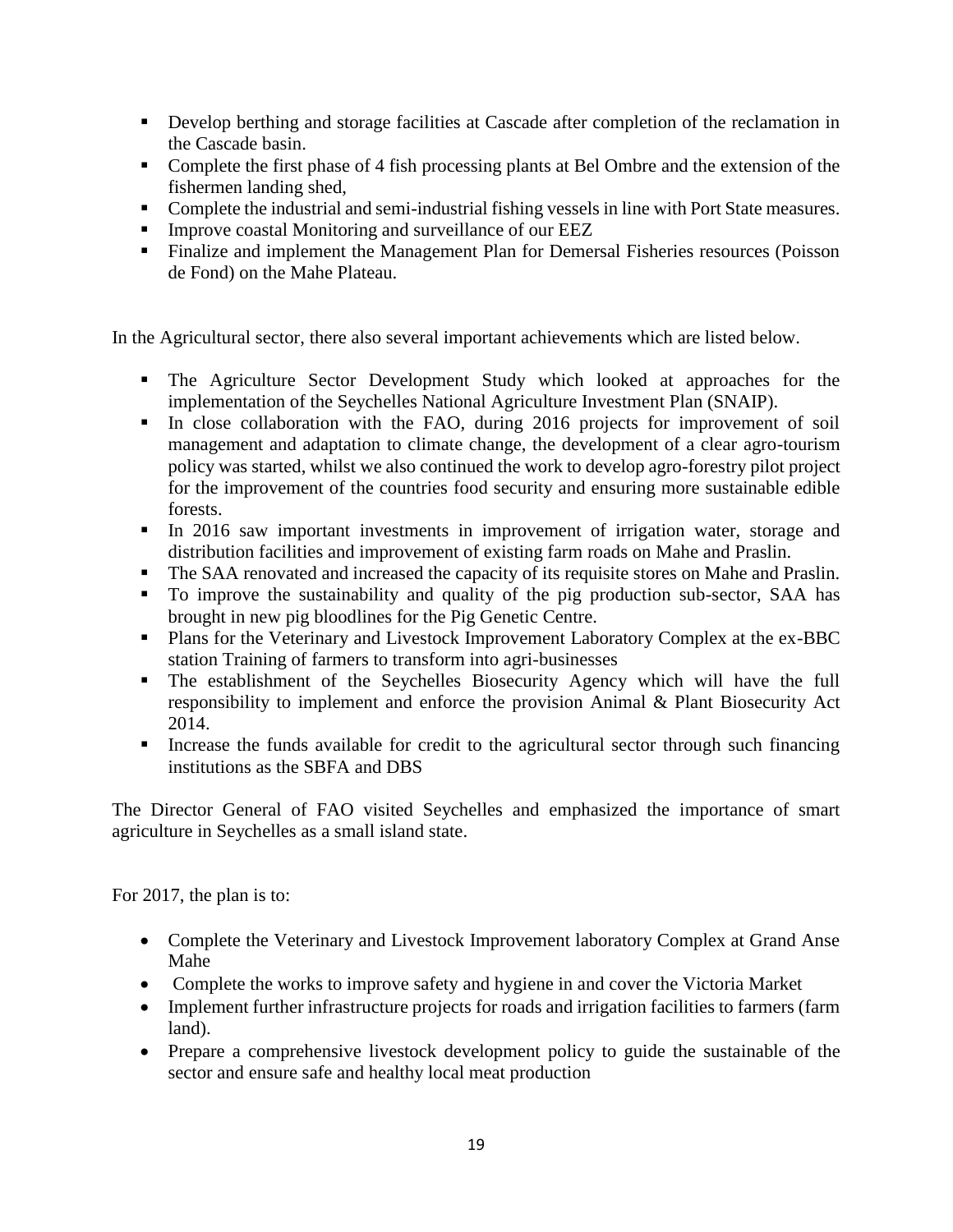- Develop berthing and storage facilities at Cascade after completion of the reclamation in the Cascade basin.
- Complete the first phase of 4 fish processing plants at Bel Ombre and the extension of the fishermen landing shed,
- Complete the industrial and semi-industrial fishing vessels in line with Port State measures.
- Improve coastal Monitoring and surveillance of our EEZ
- Finalize and implement the Management Plan for Demersal Fisheries resources (Poisson de Fond) on the Mahe Plateau.

In the Agricultural sector, there also several important achievements which are listed below.

- The Agriculture Sector Development Study which looked at approaches for the implementation of the Seychelles National Agriculture Investment Plan (SNAIP).
- In close collaboration with the FAO, during 2016 projects for improvement of soil management and adaptation to climate change, the development of a clear agro-tourism policy was started, whilst we also continued the work to develop agro-forestry pilot project for the improvement of the countries food security and ensuring more sustainable edible forests.
- In 2016 saw important investments in improvement of irrigation water, storage and distribution facilities and improvement of existing farm roads on Mahe and Praslin.
- The SAA renovated and increased the capacity of its requisite stores on Mahe and Praslin.
- To improve the sustainability and quality of the pig production sub-sector, SAA has brought in new pig bloodlines for the Pig Genetic Centre.
- Plans for the Veterinary and Livestock Improvement Laboratory Complex at the ex-BBC station Training of farmers to transform into agri-businesses
- The establishment of the Seychelles Biosecurity Agency which will have the full responsibility to implement and enforce the provision Animal & Plant Biosecurity Act 2014.
- Increase the funds available for credit to the agricultural sector through such financing institutions as the SBFA and DBS

The Director General of FAO visited Seychelles and emphasized the importance of smart agriculture in Seychelles as a small island state.

For 2017, the plan is to:

- Complete the Veterinary and Livestock Improvement laboratory Complex at Grand Anse Mahe
- Complete the works to improve safety and hygiene in and cover the Victoria Market
- Implement further infrastructure projects for roads and irrigation facilities to farmers (farm land).
- Prepare a comprehensive livestock development policy to guide the sustainable of the sector and ensure safe and healthy local meat production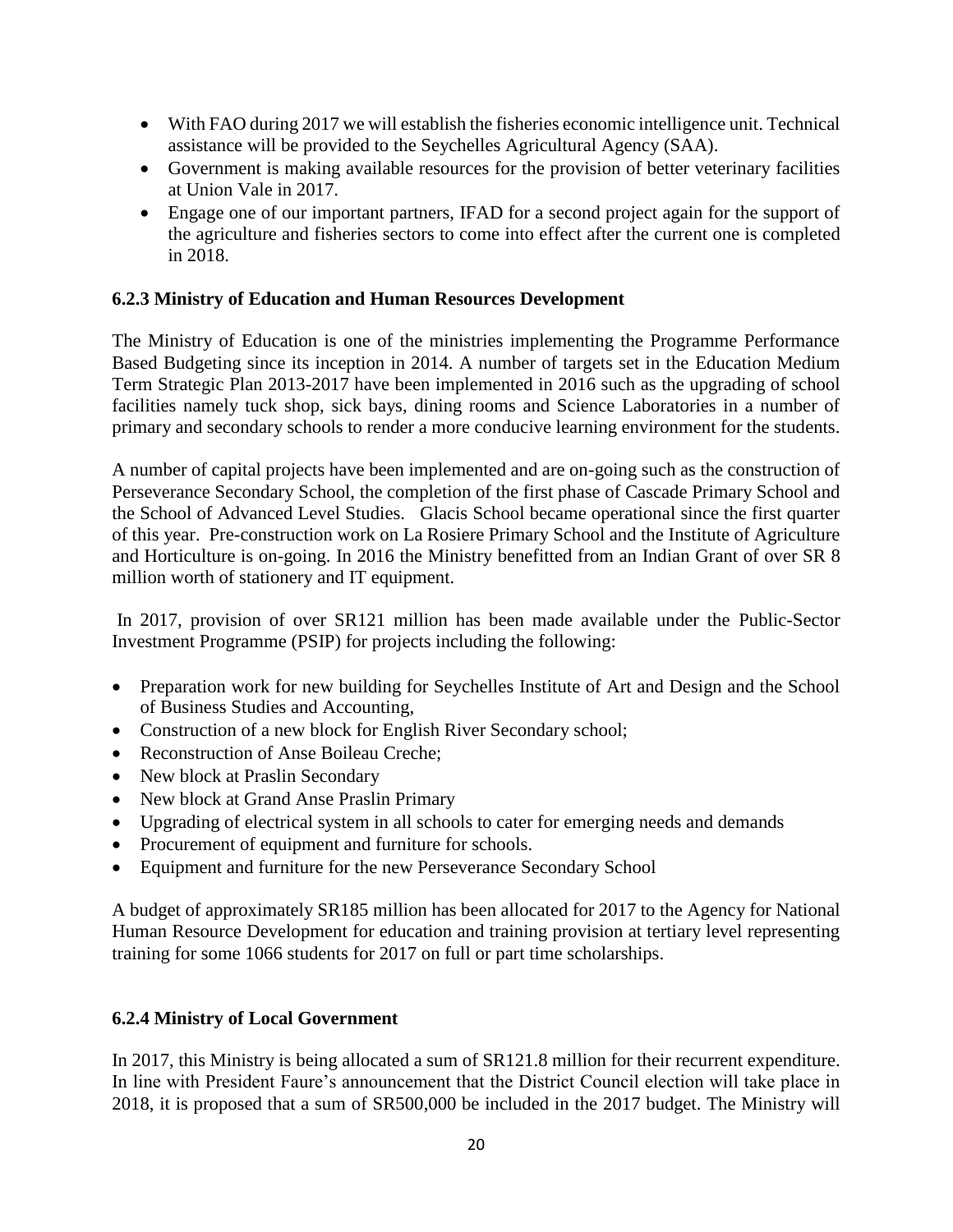- With FAO during 2017 we will establish the fisheries economic intelligence unit. Technical assistance will be provided to the Seychelles Agricultural Agency (SAA).
- Government is making available resources for the provision of better veterinary facilities at Union Vale in 2017.
- Engage one of our important partners, IFAD for a second project again for the support of the agriculture and fisheries sectors to come into effect after the current one is completed in 2018.

### 6.2.3 Ministry of Education and Human Resources Development

The Ministry of Education is one of the ministries implementing the Programme Performance Based Budgeting since its inception in 2014. A number of targets set in the Education Medium Term Strategic Plan 2013-2017 have been implemented in 2016 such as the upgrading of school facilities namely tuck shop, sick bays, dining rooms and Science Laboratories in a number of primary and secondary schools to render a more conducive learning environment for the students.

A number of capital projects have been implemented and are on-going such as the construction of Perseverance Secondary School, the completion of the first phase of Cascade Primary School and the School of Advanced Level Studies. Glacis School became operational since the first quarter of this year. Pre-construction work on La Rosiere Primary School and the Institute of Agriculture and Horticulture is on-going. In 2016 the Ministry benefitted from an Indian Grant of over SR 8 million worth of stationery and IT equipment.

In 2017, provision of over SR121 million has been made available under the Public-Sector Investment Programme (PSIP) for projects including the following:

- Preparation work for new building for Seychelles Institute of Art and Design and the School of Business Studies and Accounting,
- Construction of a new block for English River Secondary school;
- Reconstruction of Anse Boileau Creche;
- New block at Praslin Secondary
- New block at Grand Anse Praslin Primary
- Upgrading of electrical system in all schools to cater for emerging needs and demands
- Procurement of equipment and furniture for schools.
- Equipment and furniture for the new Perseverance Secondary School

A budget of approximately SR185 million has been allocated for 2017 to the Agency for National Human Resource Development for education and training provision at tertiary level representing training for some 1066 students for 2017 on full or part time scholarships.

### 6.2.4 Ministry of Local Government

In 2017, this Ministry is being allocated a sum of SR121.8 million for their recurrent expenditure. In line with President Faure's announcement that the District Council election will take place in 2018, it is proposed that a sum of SR500,000 be included in the 2017 budget. The Ministry will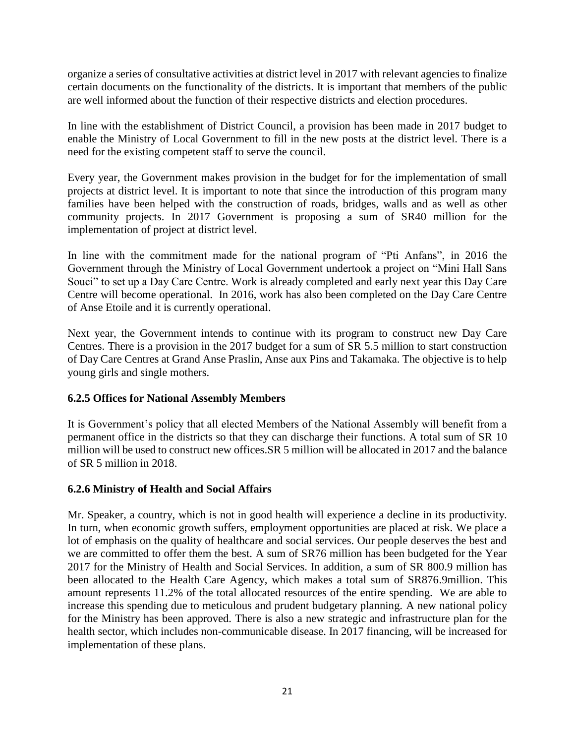organize a series of consultative activities at district level in 2017 with relevant agencies to finalize certain documents on the functionality of the districts. It is important that members of the public are well informed about the function of their respective districts and election procedures.

In line with the establishment of District Council, a provision has been made in 2017 budget to enable the Ministry of Local Government to fill in the new posts at the district level. There is a need for the existing competent staff to serve the council.

Every year, the Government makes provision in the budget for for the implementation of small projects at district level. It is important to note that since the introduction of this program many families have been helped with the construction of roads, bridges, walls and as well as other community projects. In 2017 Government is proposing a sum of SR40 million for the implementation of project at district level.

In line with the commitment made for the national program of "Pti Anfans", in 2016 the Government through the Ministry of Local Government undertook a project on "Mini Hall Sans Souci" to set up a Day Care Centre. Work is already completed and early next year this Day Care Centre will become operational. In 2016, work has also been completed on the Day Care Centre of Anse Etoile and it is currently operational.

Next year, the Government intends to continue with its program to construct new Day Care Centres. There is a provision in the 2017 budget for a sum of SR 5.5 million to start construction of Day Care Centres at Grand Anse Praslin, Anse aux Pins and Takamaka. The objective is to help young girls and single mothers.

### 6.2.5 Offices for National Assembly Members

It is Government's policy that all elected Members of the National Assembly will benefit from a permanent office in the districts so that they can discharge their functions. A total sum of SR 10 million will be used to construct new offices.SR 5 million will be allocated in 2017 and the balance of SR 5 million in 2018.

### 6.2.6 Ministry of Health and Social Affairs

Mr. Speaker, a country, which is not in good health will experience a decline in its productivity. In turn, when economic growth suffers, employment opportunities are placed at risk. We place a lot of emphasis on the quality of healthcare and social services. Our people deserves the best and we are committed to offer them the best. A sum of SR76 million has been budgeted for the Year 2017 for the Ministry of Health and Social Services. In addition, a sum of SR 800.9 million has been allocated to the Health Care Agency, which makes a total sum of SR876.9million. This amount represents 11.2% of the total allocated resources of the entire spending. We are able to increase this spending due to meticulous and prudent budgetary planning. A new national policy for the Ministry has been approved. There is also a new strategic and infrastructure plan for the health sector, which includes non-communicable disease. In 2017 financing, will be increased for implementation of these plans.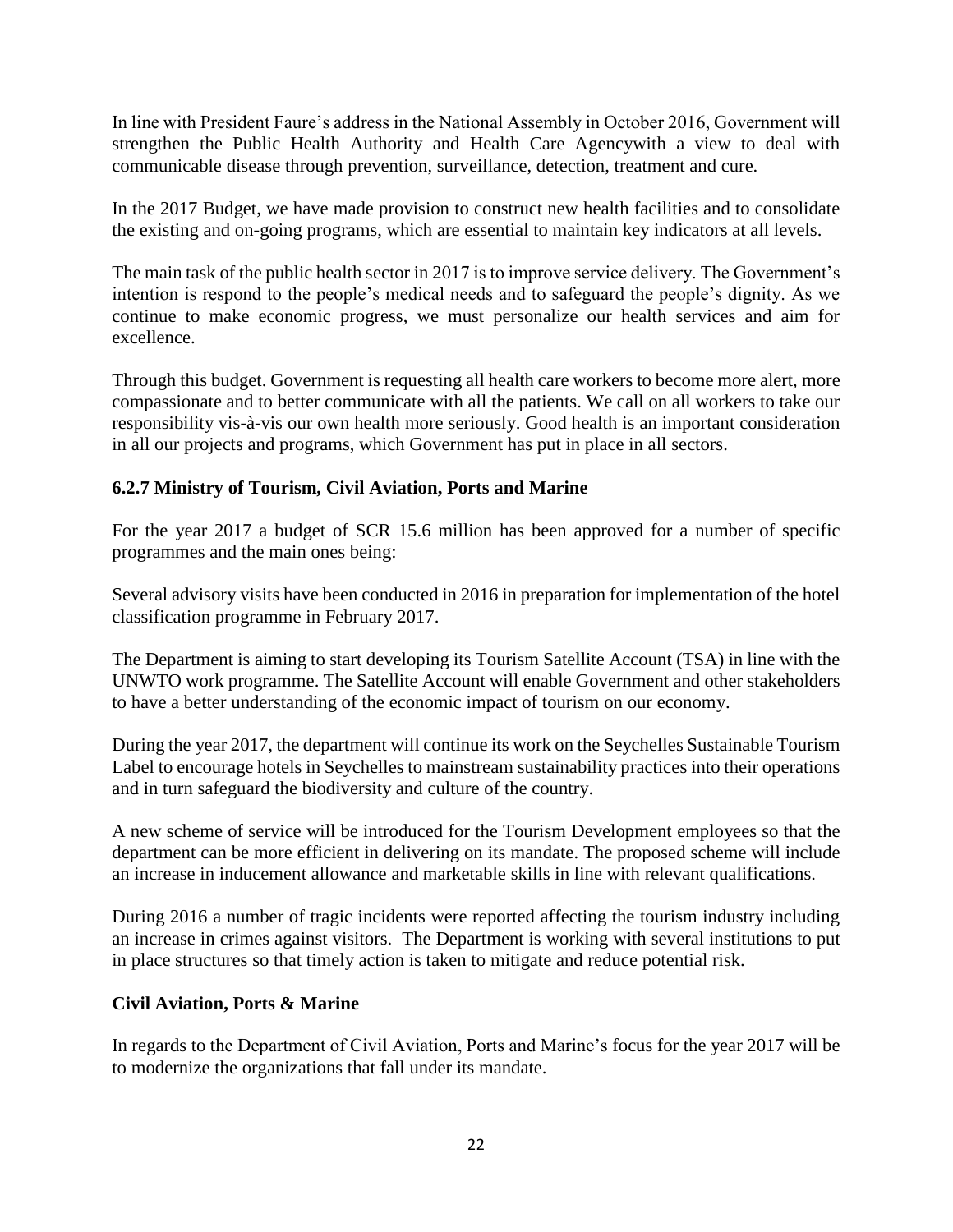In line with President Faure's address in the National Assembly in October 2016, Government will strengthen the Public Health Authority and Health Care Agencywith a view to deal with communicable disease through prevention, surveillance, detection, treatment and cure.

In the 2017 Budget, we have made provision to construct new health facilities and to consolidate the existing and on-going programs, which are essential to maintain key indicators at all levels.

The main task of the public health sector in 2017 is to improve service delivery. The Government's intention is respond to the people's medical needs and to safeguard the people's dignity. As we continue to make economic progress, we must personalize our health services and aim for excellence.

Through this budget. Government is requesting all health care workers to become more alert, more compassionate and to better communicate with all the patients. We call on all workers to take our responsibility vis-à-vis our own health more seriously. Good health is an important consideration in all our projects and programs, which Government has put in place in all sectors.

### 6.2.7 Ministry of Tourism, Civil Aviation, Ports and Marine

For the year 2017 a budget of SCR 15.6 million has been approved for a number of specific programmes and the main ones being:

Several advisory visits have been conducted in 2016 in preparation for implementation of the hotel classification programme in February 2017.

The Department is aiming to start developing its Tourism Satellite Account (TSA) in line with the UNWTO work programme. The Satellite Account will enable Government and other stakeholders to have a better understanding of the economic impact of tourism on our economy.

During the year 2017, the department will continue its work on the Seychelles Sustainable Tourism Label to encourage hotels in Seychelles to mainstream sustainability practices into their operations and in turn safeguard the biodiversity and culture of the country.

A new scheme of service will be introduced for the Tourism Development employees so that the department can be more efficient in delivering on its mandate. The proposed scheme will include an increase in inducement allowance and marketable skills in line with relevant qualifications.

During 2016 a number of tragic incidents were reported affecting the tourism industry including an increase in crimes against visitors. The Department is working with several institutions to put in place structures so that timely action is taken to mitigate and reduce potential risk.

### Civil Aviation, Ports & Marine

In regards to the Department of Civil Aviation, Ports and Marine's focus for the year 2017 will be to modernize the organizations that fall under its mandate.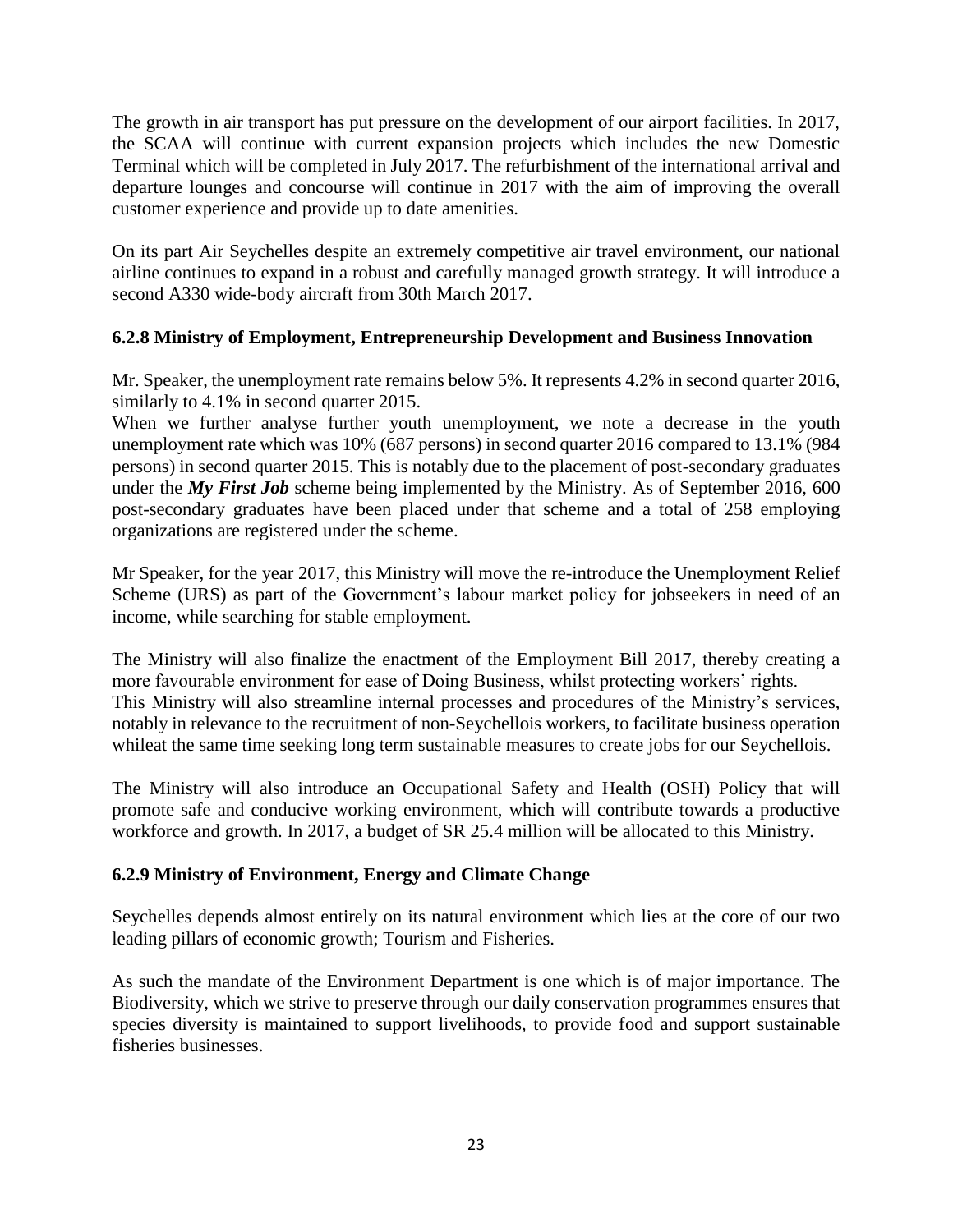The growth in air transport has put pressure on the development of our airport facilities. In 2017, the SCAA will continue with current expansion projects which includes the new Domestic Terminal which will be completed in July 2017. The refurbishment of the international arrival and departure lounges and concourse will continue in 2017 with the aim of improving the overall customer experience and provide up to date amenities.

On its part Air Seychelles despite an extremely competitive air travel environment, our national airline continues to expand in a robust and carefully managed growth strategy. It will introduce a second A330 wide-body aircraft from 30th March 2017.

### 6.2.8 Ministry of Employment, Entrepreneurship Development and Business Innovation

Mr. Speaker, the unemployment rate remains below 5%. It represents 4.2% in second quarter 2016, similarly to 4.1% in second quarter 2015.

When we further analyse further youth unemployment, we note a decrease in the youth unemployment rate which was 10% (687 persons) in second quarter 2016 compared to 13.1% (984 persons) in second quarter 2015. This is notably due to the placement of post-secondary graduates under the ***My First Job*** scheme being implemented by the Ministry. As of September 2016, 600 post-secondary graduates have been placed under that scheme and a total of 258 employing organizations are registered under the scheme.

Mr Speaker, for the year 2017, this Ministry will move the re-introduce the Unemployment Relief Scheme (URS) as part of the Government's labour market policy for jobseekers in need of an income, while searching for stable employment.

The Ministry will also finalize the enactment of the Employment Bill 2017, thereby creating a more favourable environment for ease of Doing Business, whilst protecting workers' rights. This Ministry will also streamline internal processes and procedures of the Ministry's services, notably in relevance to the recruitment of non-Seychellois workers, to facilitate business operation whileat the same time seeking long term sustainable measures to create jobs for our Seychellois.

The Ministry will also introduce an Occupational Safety and Health (OSH) Policy that will promote safe and conducive working environment, which will contribute towards a productive workforce and growth. In 2017, a budget of SR 25.4 million will be allocated to this Ministry.

### 6.2.9 Ministry of Environment, Energy and Climate Change

Seychelles depends almost entirely on its natural environment which lies at the core of our two leading pillars of economic growth; Tourism and Fisheries.

As such the mandate of the Environment Department is one which is of major importance. The Biodiversity, which we strive to preserve through our daily conservation programmes ensures that species diversity is maintained to support livelihoods, to provide food and support sustainable fisheries businesses.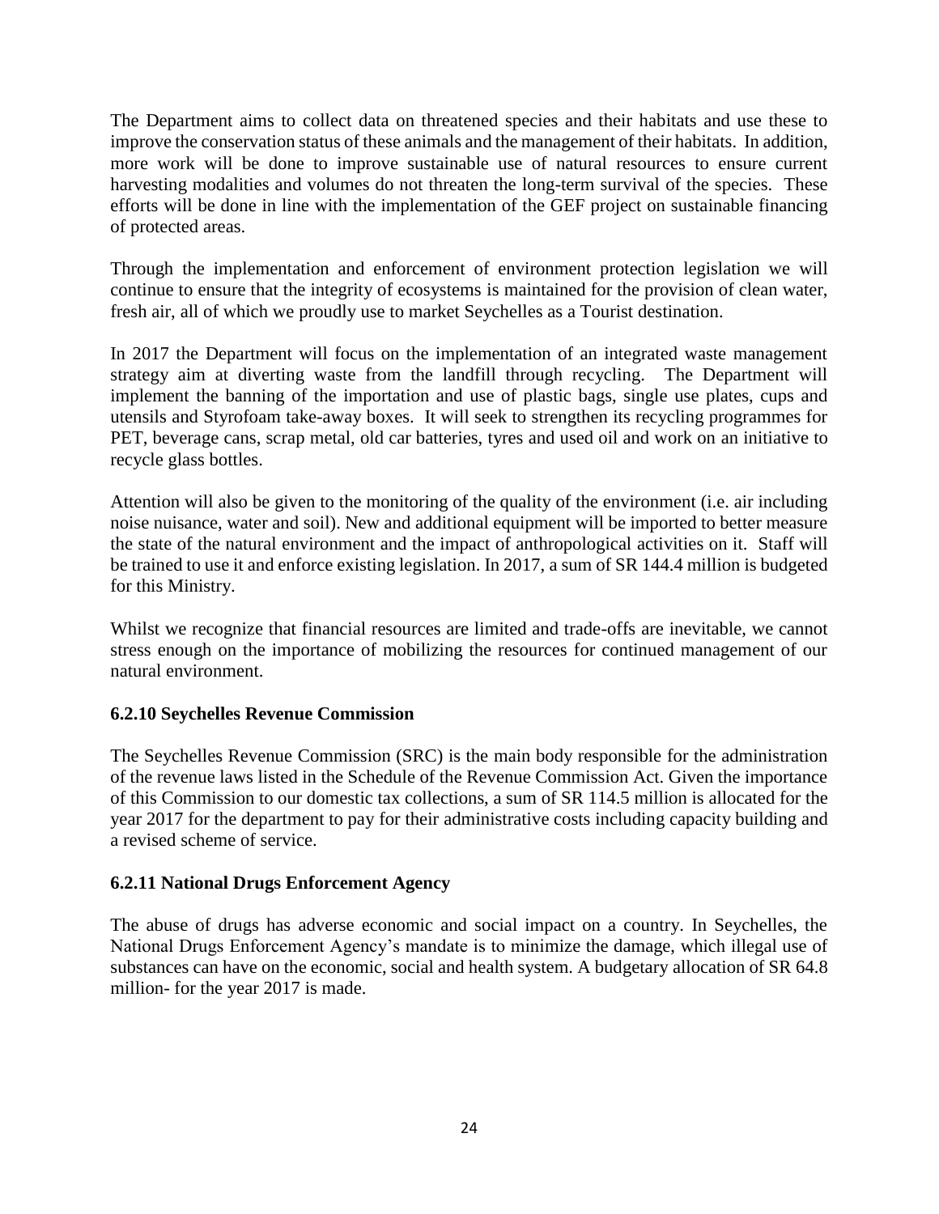The Department aims to collect data on threatened species and their habitats and use these to improve the conservation status of these animals and the management of their habitats. In addition, more work will be done to improve sustainable use of natural resources to ensure current harvesting modalities and volumes do not threaten the long-term survival of the species. These efforts will be done in line with the implementation of the GEF project on sustainable financing of protected areas.

Through the implementation and enforcement of environment protection legislation we will continue to ensure that the integrity of ecosystems is maintained for the provision of clean water, fresh air, all of which we proudly use to market Seychelles as a Tourist destination.

In 2017 the Department will focus on the implementation of an integrated waste management strategy aim at diverting waste from the landfill through recycling. The Department will implement the banning of the importation and use of plastic bags, single use plates, cups and utensils and Styrofoam take-away boxes. It will seek to strengthen its recycling programmes for PET, beverage cans, scrap metal, old car batteries, tyres and used oil and work on an initiative to recycle glass bottles.

Attention will also be given to the monitoring of the quality of the environment (i.e. air including noise nuisance, water and soil). New and additional equipment will be imported to better measure the state of the natural environment and the impact of anthropological activities on it. Staff will be trained to use it and enforce existing legislation. In 2017, a sum of SR 144.4 million is budgeted for this Ministry.

Whilst we recognize that financial resources are limited and trade-offs are inevitable, we cannot stress enough on the importance of mobilizing the resources for continued management of our natural environment.

### 6.2.10 Seychelles Revenue Commission

The Seychelles Revenue Commission (SRC) is the main body responsible for the administration of the revenue laws listed in the Schedule of the Revenue Commission Act. Given the importance of this Commission to our domestic tax collections, a sum of SR 114.5 million is allocated for the year 2017 for the department to pay for their administrative costs including capacity building and a revised scheme of service.

### 6.2.11 National Drugs Enforcement Agency

The abuse of drugs has adverse economic and social impact on a country. In Seychelles, the National Drugs Enforcement Agency's mandate is to minimize the damage, which illegal use of substances can have on the economic, social and health system. A budgetary allocation of SR 64.8 million- for the year 2017 is made.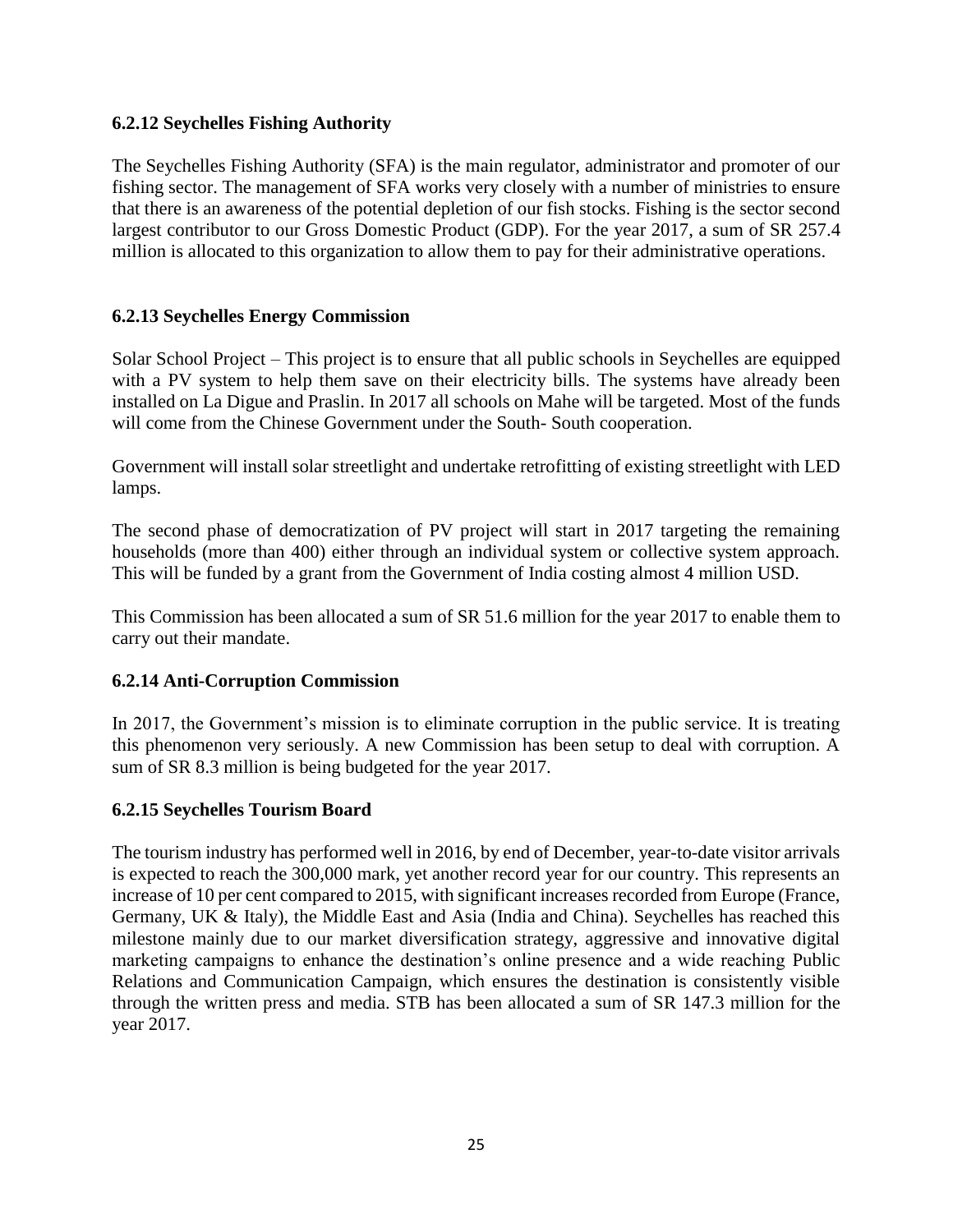### 6.2.12 Seychelles Fishing Authority

The Seychelles Fishing Authority (SFA) is the main regulator, administrator and promoter of our fishing sector. The management of SFA works very closely with a number of ministries to ensure that there is an awareness of the potential depletion of our fish stocks. Fishing is the sector second largest contributor to our Gross Domestic Product (GDP). For the year 2017, a sum of SR 257.4 million is allocated to this organization to allow them to pay for their administrative operations.

### 6.2.13 Seychelles Energy Commission

Solar School Project – This project is to ensure that all public schools in Seychelles are equipped with a PV system to help them save on their electricity bills. The systems have already been installed on La Digue and Praslin. In 2017 all schools on Mahe will be targeted. Most of the funds will come from the Chinese Government under the South- South cooperation.

Government will install solar streetlight and undertake retrofitting of existing streetlight with LED lamps.

The second phase of democratization of PV project will start in 2017 targeting the remaining households (more than 400) either through an individual system or collective system approach. This will be funded by a grant from the Government of India costing almost 4 million USD.

This Commission has been allocated a sum of SR 51.6 million for the year 2017 to enable them to carry out their mandate.

### 6.2.14 Anti-Corruption Commission

In 2017, the Government's mission is to eliminate corruption in the public service. It is treating this phenomenon very seriously. A new Commission has been setup to deal with corruption. A sum of SR 8.3 million is being budgeted for the year 2017.

### 6.2.15 Seychelles Tourism Board

The tourism industry has performed well in 2016, by end of December, year-to-date visitor arrivals is expected to reach the 300,000 mark, yet another record year for our country. This represents an increase of 10 per cent compared to 2015, with significant increases recorded from Europe (France, Germany, UK & Italy), the Middle East and Asia (India and China). Seychelles has reached this milestone mainly due to our market diversification strategy, aggressive and innovative digital marketing campaigns to enhance the destination's online presence and a wide reaching Public Relations and Communication Campaign, which ensures the destination is consistently visible through the written press and media. STB has been allocated a sum of SR 147.3 million for the year 2017.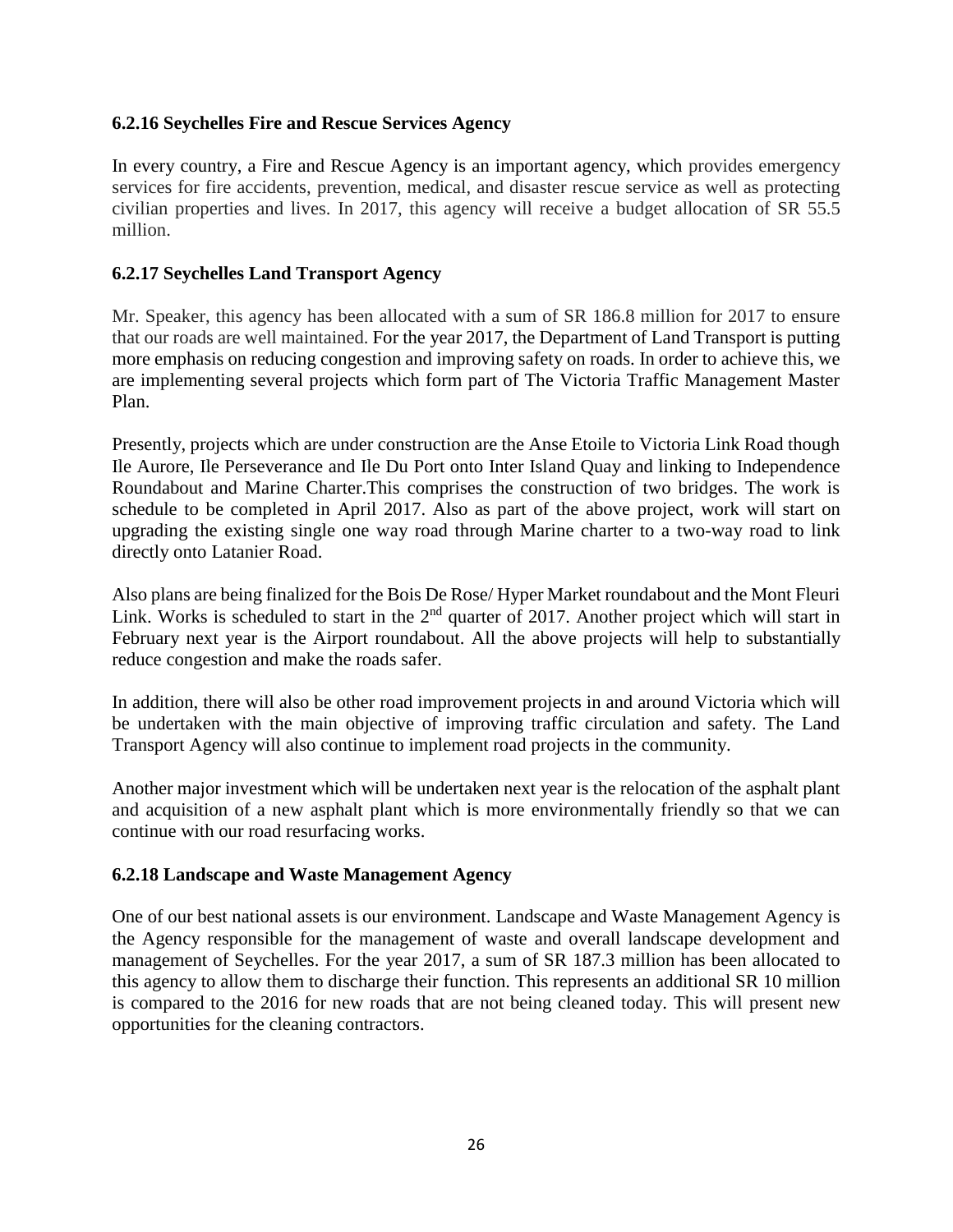### 6.2.16 Seychelles Fire and Rescue Services Agency

In every country, a Fire and Rescue Agency is an important agency, which provides emergency services for fire accidents, prevention, medical, and disaster rescue service as well as protecting civilian properties and lives. In 2017, this agency will receive a budget allocation of SR 55.5 million.

### 6.2.17 Seychelles Land Transport Agency

Mr. Speaker, this agency has been allocated with a sum of SR 186.8 million for 2017 to ensure that our roads are well maintained. For the year 2017, the Department of Land Transport is putting more emphasis on reducing congestion and improving safety on roads. In order to achieve this, we are implementing several projects which form part of The Victoria Traffic Management Master Plan.

Presently, projects which are under construction are the Anse Etoile to Victoria Link Road though Ile Aurore, Ile Perseverance and Ile Du Port onto Inter Island Quay and linking to Independence Roundabout and Marine Charter.This comprises the construction of two bridges. The work is schedule to be completed in April 2017. Also as part of the above project, work will start on upgrading the existing single one way road through Marine charter to a two-way road to link directly onto Latanier Road.

Also plans are being finalized for the Bois De Rose/ Hyper Market roundabout and the Mont Fleuri Link. Works is scheduled to start in the 2nd quarter of 2017. Another project which will start in February next year is the Airport roundabout. All the above projects will help to substantially reduce congestion and make the roads safer.

In addition, there will also be other road improvement projects in and around Victoria which will be undertaken with the main objective of improving traffic circulation and safety. The Land Transport Agency will also continue to implement road projects in the community.

Another major investment which will be undertaken next year is the relocation of the asphalt plant and acquisition of a new asphalt plant which is more environmentally friendly so that we can continue with our road resurfacing works.

### 6.2.18 Landscape and Waste Management Agency

One of our best national assets is our environment. Landscape and Waste Management Agency is the Agency responsible for the management of waste and overall landscape development and management of Seychelles. For the year 2017, a sum of SR 187.3 million has been allocated to this agency to allow them to discharge their function. This represents an additional SR 10 million is compared to the 2016 for new roads that are not being cleaned today. This will present new opportunities for the cleaning contractors.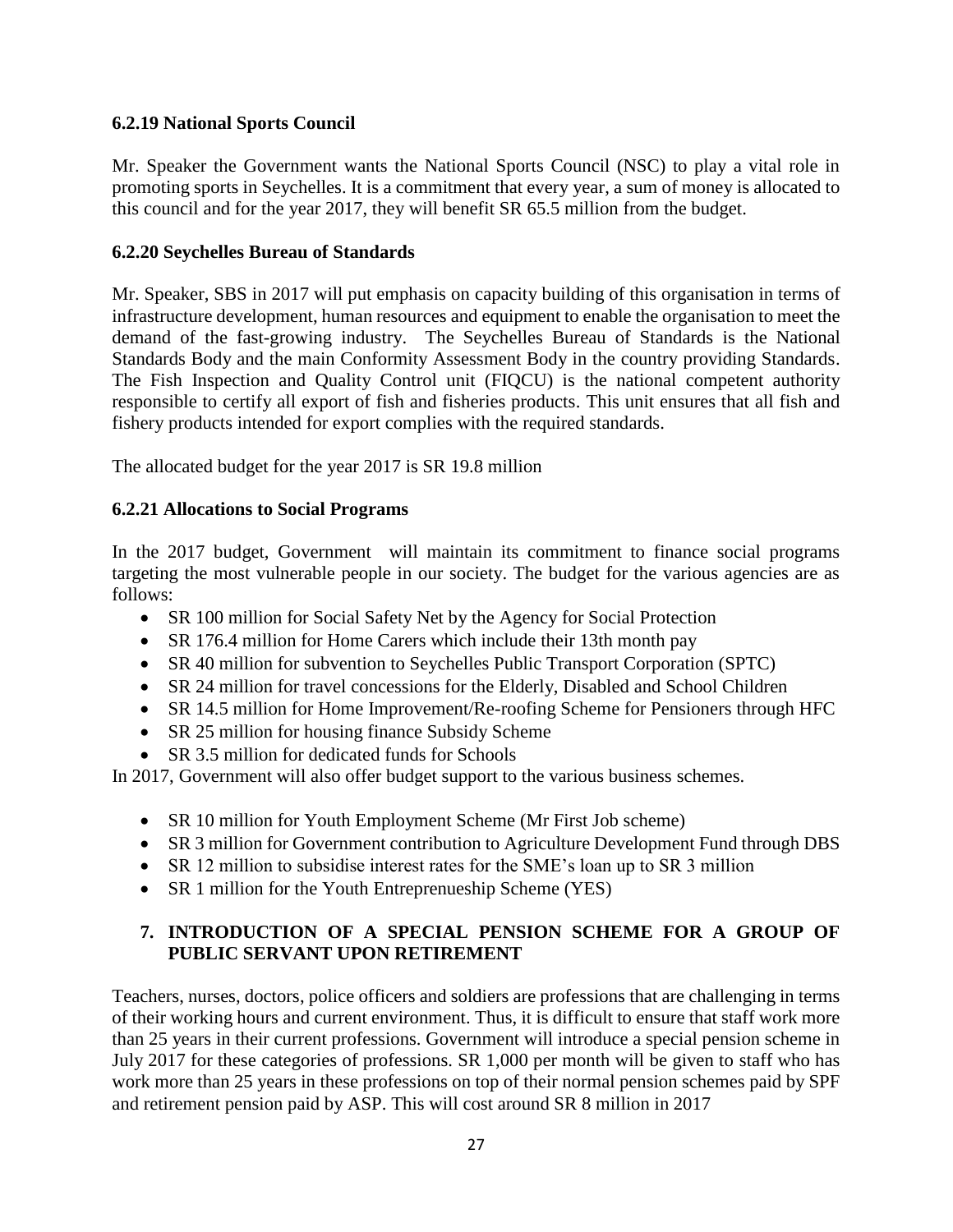### 6.2.19 National Sports Council

Mr. Speaker the Government wants the National Sports Council (NSC) to play a vital role in promoting sports in Seychelles. It is a commitment that every year, a sum of money is allocated to this council and for the year 2017, they will benefit SR 65.5 million from the budget.

### 6.2.20 Seychelles Bureau of Standards

Mr. Speaker, SBS in 2017 will put emphasis on capacity building of this organisation in terms of infrastructure development, human resources and equipment to enable the organisation to meet the demand of the fast-growing industry. The Seychelles Bureau of Standards is the National Standards Body and the main Conformity Assessment Body in the country providing Standards. The Fish Inspection and Quality Control unit (FIQCU) is the national competent authority responsible to certify all export of fish and fisheries products. This unit ensures that all fish and fishery products intended for export complies with the required standards.

The allocated budget for the year 2017 is SR 19.8 million

### 6.2.21 Allocations to Social Programs

In the 2017 budget, Government will maintain its commitment to finance social programs targeting the most vulnerable people in our society. The budget for the various agencies are as follows:

- SR 100 million for Social Safety Net by the Agency for Social Protection
- SR 176.4 million for Home Carers which include their 13th month pay
- SR 40 million for subvention to Seychelles Public Transport Corporation (SPTC)
- SR 24 million for travel concessions for the Elderly, Disabled and School Children
- SR 14.5 million for Home Improvement/Re-roofing Scheme for Pensioners through HFC
- SR 25 million for housing finance Subsidy Scheme
- SR 3.5 million for dedicated funds for Schools

In 2017, Government will also offer budget support to the various business schemes.

- SR 10 million for Youth Employment Scheme (Mr First Job scheme)
- SR 3 million for Government contribution to Agriculture Development Fund through DBS
- SR 12 million to subsidise interest rates for the SME's loan up to SR 3 million
- SR 1 million for the Youth Entreprenueship Scheme (YES)

## 7. INTRODUCTION OF A SPECIAL PENSION SCHEME FOR A GROUP OF PUBLIC SERVANT UPON RETIREMENT

Teachers, nurses, doctors, police officers and soldiers are professions that are challenging in terms of their working hours and current environment. Thus, it is difficult to ensure that staff work more than 25 years in their current professions. Government will introduce a special pension scheme in July 2017 for these categories of professions. SR 1,000 per month will be given to staff who has work more than 25 years in these professions on top of their normal pension schemes paid by SPF and retirement pension paid by ASP. This will cost around SR 8 million in 2017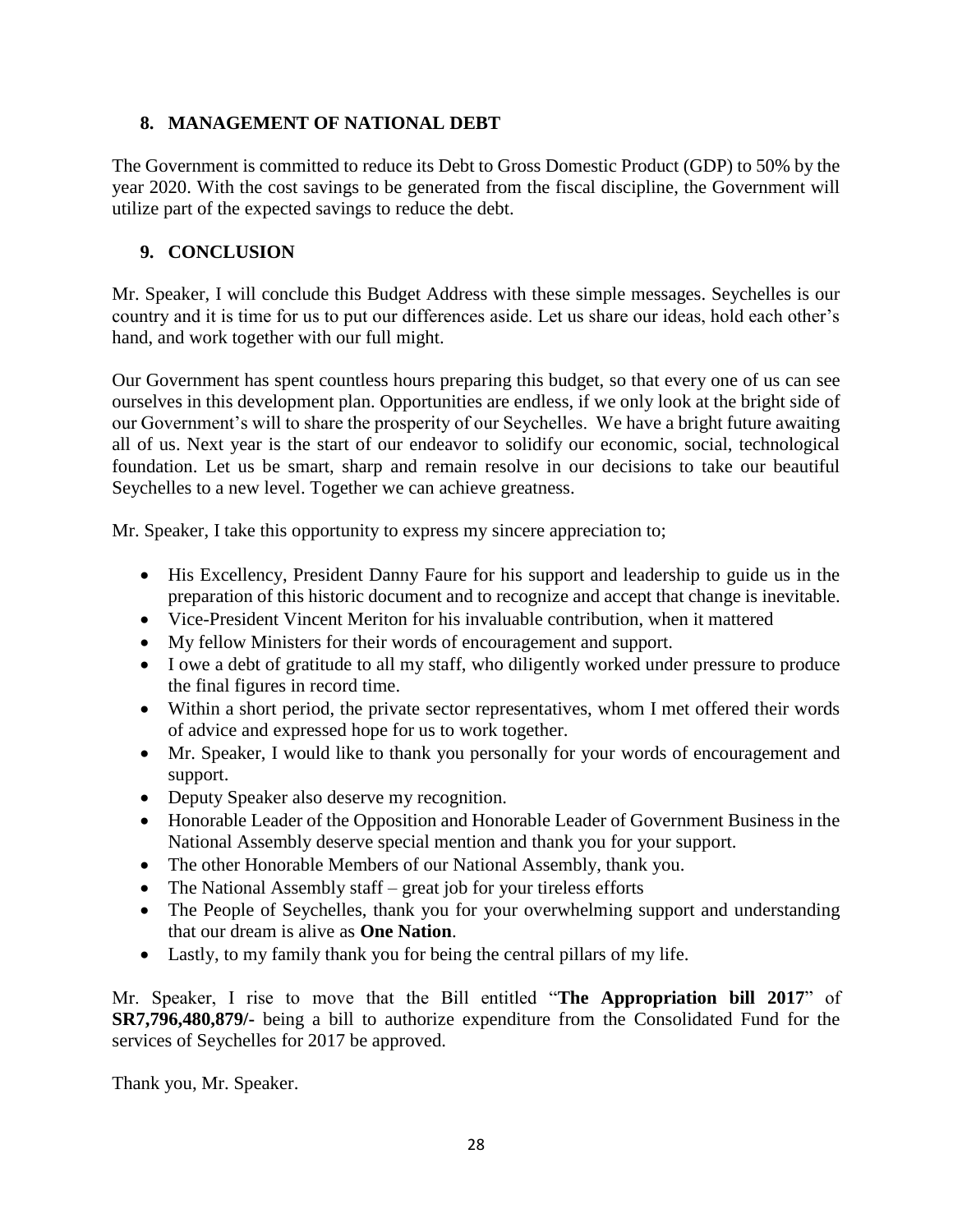## 8. MANAGEMENT OF NATIONAL DEBT

The Government is committed to reduce its Debt to Gross Domestic Product (GDP) to 50% by the year 2020. With the cost savings to be generated from the fiscal discipline, the Government will utilize part of the expected savings to reduce the debt.

## 9. CONCLUSION

Mr. Speaker, I will conclude this Budget Address with these simple messages. Seychelles is our country and it is time for us to put our differences aside. Let us share our ideas, hold each other's hand, and work together with our full might.

Our Government has spent countless hours preparing this budget, so that every one of us can see ourselves in this development plan. Opportunities are endless, if we only look at the bright side of our Government's will to share the prosperity of our Seychelles. We have a bright future awaiting all of us. Next year is the start of our endeavor to solidify our economic, social, technological foundation. Let us be smart, sharp and remain resolve in our decisions to take our beautiful Seychelles to a new level. Together we can achieve greatness.

Mr. Speaker, I take this opportunity to express my sincere appreciation to;

- His Excellency, President Danny Faure for his support and leadership to guide us in the preparation of this historic document and to recognize and accept that change is inevitable.
- Vice-President Vincent Meriton for his invaluable contribution, when it mattered
- My fellow Ministers for their words of encouragement and support.
- I owe a debt of gratitude to all my staff, who diligently worked under pressure to produce the final figures in record time.
- Within a short period, the private sector representatives, whom I met offered their words of advice and expressed hope for us to work together.
- Mr. Speaker, I would like to thank you personally for your words of encouragement and support.
- Deputy Speaker also deserve my recognition.
- Honorable Leader of the Opposition and Honorable Leader of Government Business in the National Assembly deserve special mention and thank you for your support.
- The other Honorable Members of our National Assembly, thank you.
- The National Assembly staff – great job for your tireless efforts
- The People of Seychelles, thank you for your overwhelming support and understanding that our dream is alive as **One Nation**.
- Lastly, to my family thank you for being the central pillars of my life.

Mr. Speaker, I rise to move that the Bill entitled "**The Appropriation bill 2017**" of **SR7,796,480,879/-** being a bill to authorize expenditure from the Consolidated Fund for the services of Seychelles for 2017 be approved.

Thank you, Mr. Speaker.